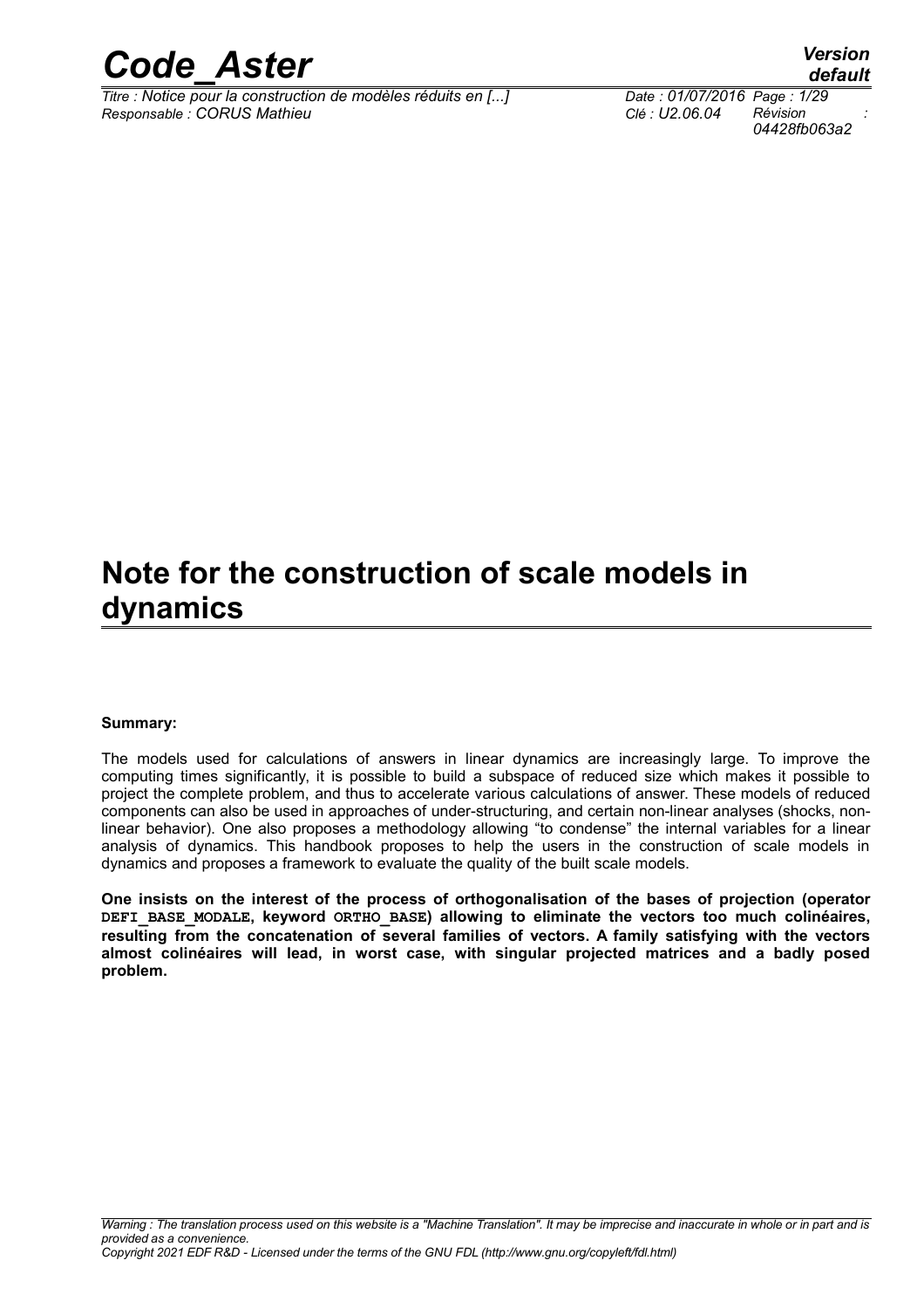# Note for the construction of scale models in dynamics

**Summary:**

The models used for calculations of answers in linear dynamics are increasingly large. To improve the computing times significantly, it is possible to build a subspace of reduced size which makes it possible to project the complete problem, and thus to accelerate various calculations of answer. These models of reduced components can also be used in approaches of under-structuring, and certain non-linear analyses (shocks, non-linear behavior). One also proposes a methodology allowing "to condense" the internal variables for a linear analysis of dynamics. This handbook proposes to help the users in the construction of scale models in dynamics and proposes a framework to evaluate the quality of the built scale models.

**One insists on the interest of the process of orthogonalisation of the bases of projection (operator DEFI_BASE_MODALE, keyword ORTHO_BASE) allowing to eliminate the vectors too much colinéaires, resulting from the concatenation of several families of vectors. A family satisfying with the vectors almost colinéaires will lead, in worst case, with singular projected matrices and a badly posed problem.**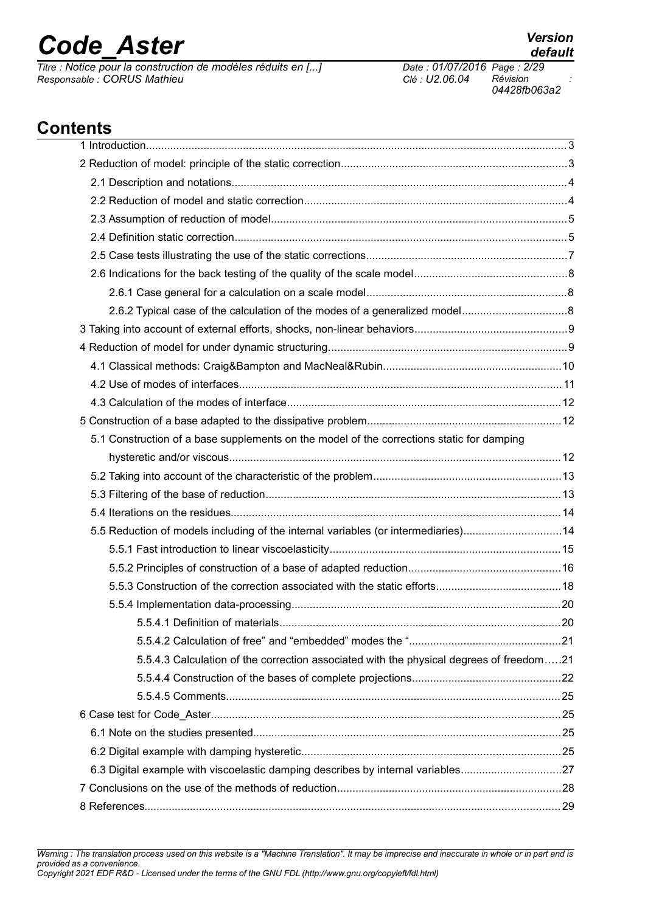## Contents

1 Introduction........................................................................................................................................3

2 Reduction of model: principle of the static correction.........................................................................3

2.1 Description and notations.............................................................................................................4

2.2 Reduction of model and static correction......................................................................................4

2.3 Assumption of reduction of model................................................................................................5

2.4 Definition static correction...........................................................................................................5

2.5 Case tests illustrating the use of the static corrections.................................................................7

2.6 Indications for the back testing of the quality of the scale model.................................................8

2.6.1 Case general for a calculation on a scale model.................................................................8

2.6.2 Typical case of the calculation of the modes of a generalized model.................................8

3 Taking into account of external efforts, shocks, non-linear behaviors.................................................9

4 Reduction of model for under dynamic structuring.............................................................................9

4.1 Classical methods: Craig&Bampton and MacNeal&Rubin..........................................................10

4.2 Use of modes of interfaces.........................................................................................................11

4.3 Calculation of the modes of interface.........................................................................................12

5 Construction of a base adapted to the dissipative problem...............................................................12

5.1 Construction of a base supplements on the model of the corrections static for damping hysteretic and/or viscous...........................................................................................................12

5.2 Taking into account of the characteristic of the problem.............................................................13

5.3 Filtering of the base of reduction................................................................................................13

5.4 Iterations on the residues...........................................................................................................14

5.5 Reduction of models including of the internal variables (or intermediaries)................................14

5.5.1 Fast introduction to linear viscoelasticity...........................................................................15

5.5.2 Principles of construction of a base of adapted reduction.................................................16

5.5.3 Construction of the correction associated with the static efforts........................................18

5.5.4 Implementation data-processing.......................................................................................20

5.5.4.1 Definition of materials...........................................................................................20

5.5.4.2 Calculation of free" and "embedded" modes the ".................................................21

5.5.4.3 Calculation of the correction associated with the physical degrees of freedom.....21

5.5.4.4 Construction of the bases of complete projections................................................22

5.5.4.5 Comments............................................................................................................25

6 Case test for Code_Aster..................................................................................................................25

6.1 Note on the studies presented...................................................................................................25

6.2 Digital example with damping hysteretic....................................................................................25

6.3 Digital example with viscoelastic damping describes by internal variables.................................27

7 Conclusions on the use of the methods of reduction.........................................................................28

8 References.......................................................................................................................................29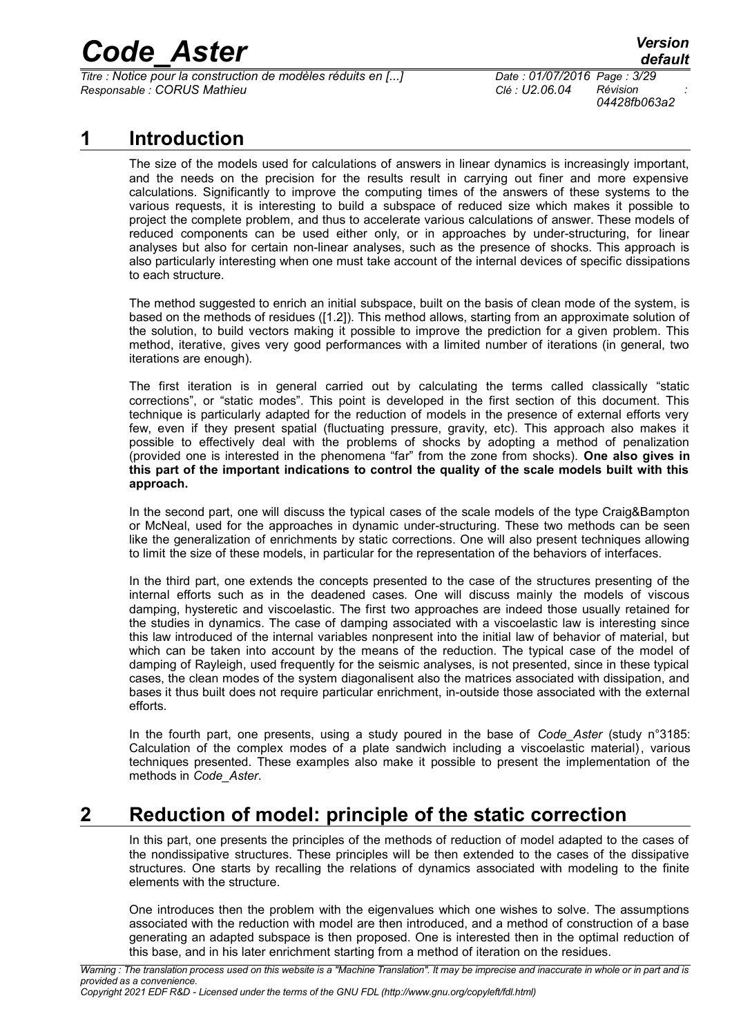# 1 Introduction

The size of the models used for calculations of answers in linear dynamics is increasingly important, and the needs on the precision for the results result in carrying out finer and more expensive calculations. Significantly to improve the computing times of the answers of these systems to the various requests, it is interesting to build a subspace of reduced size which makes it possible to project the complete problem, and thus to accelerate various calculations of answer. These models of reduced components can be used either only, or in approaches by under-structuring, for linear analyses but also for certain non-linear analyses, such as the presence of shocks. This approach is also particularly interesting when one must take account of the internal devices of specific dissipations to each structure.

The method suggested to enrich an initial subspace, built on the basis of clean mode of the system, is based on the methods of residues ([1.2]). This method allows, starting from an approximate solution of the solution, to build vectors making it possible to improve the prediction for a given problem. This method, iterative, gives very good performances with a limited number of iterations (in general, two iterations are enough).

The first iteration is in general carried out by calculating the terms called classically "static corrections", or "static modes". This point is developed in the first section of this document. This technique is particularly adapted for the reduction of models in the presence of external efforts very few, even if they present spatial (fluctuating pressure, gravity, etc). This approach also makes it possible to effectively deal with the problems of shocks by adopting a method of penalization (provided one is interested in the phenomena "far" from the zone from shocks). **One also gives in this part of the important indications to control the quality of the scale models built with this approach.**

In the second part, one will discuss the typical cases of the scale models of the type Craig&Bampton or McNeal, used for the approaches in dynamic under-structuring. These two methods can be seen like the generalization of enrichments by static corrections. One will also present techniques allowing to limit the size of these models, in particular for the representation of the behaviors of interfaces.

In the third part, one extends the concepts presented to the case of the structures presenting of the internal efforts such as in the deadened cases. One will discuss mainly the models of viscous damping, hysteretic and viscoelastic. The first two approaches are indeed those usually retained for the studies in dynamics. The case of damping associated with a viscoelastic law is interesting since this law introduced of the internal variables nonpresent into the initial law of behavior of material, but which can be taken into account by the means of the reduction. The typical case of the model of damping of Rayleigh, used frequently for the seismic analyses, is not presented, since in these typical cases, the clean modes of the system diagonalisent also the matrices associated with dissipation, and bases it thus built does not require particular enrichment, in-outside those associated with the external efforts.

In the fourth part, one presents, using a study poured in the base of *Code_Aster* (study n°3185: Calculation of the complex modes of a plate sandwich including a viscoelastic material), various techniques presented. These examples also make it possible to present the implementation of the methods in *Code_Aster*.

# 2 Reduction of model: principle of the static correction

In this part, one presents the principles of the methods of reduction of model adapted to the cases of the nondissipative structures. These principles will be then extended to the cases of the dissipative structures. One starts by recalling the relations of dynamics associated with modeling to the finite elements with the structure.

One introduces then the problem with the eigenvalues which one wishes to solve. The assumptions associated with the reduction with model are then introduced, and a method of construction of a base generating an adapted subspace is then proposed. One is interested then in the optimal reduction of this base, and in his later enrichment starting from a method of iteration on the residues.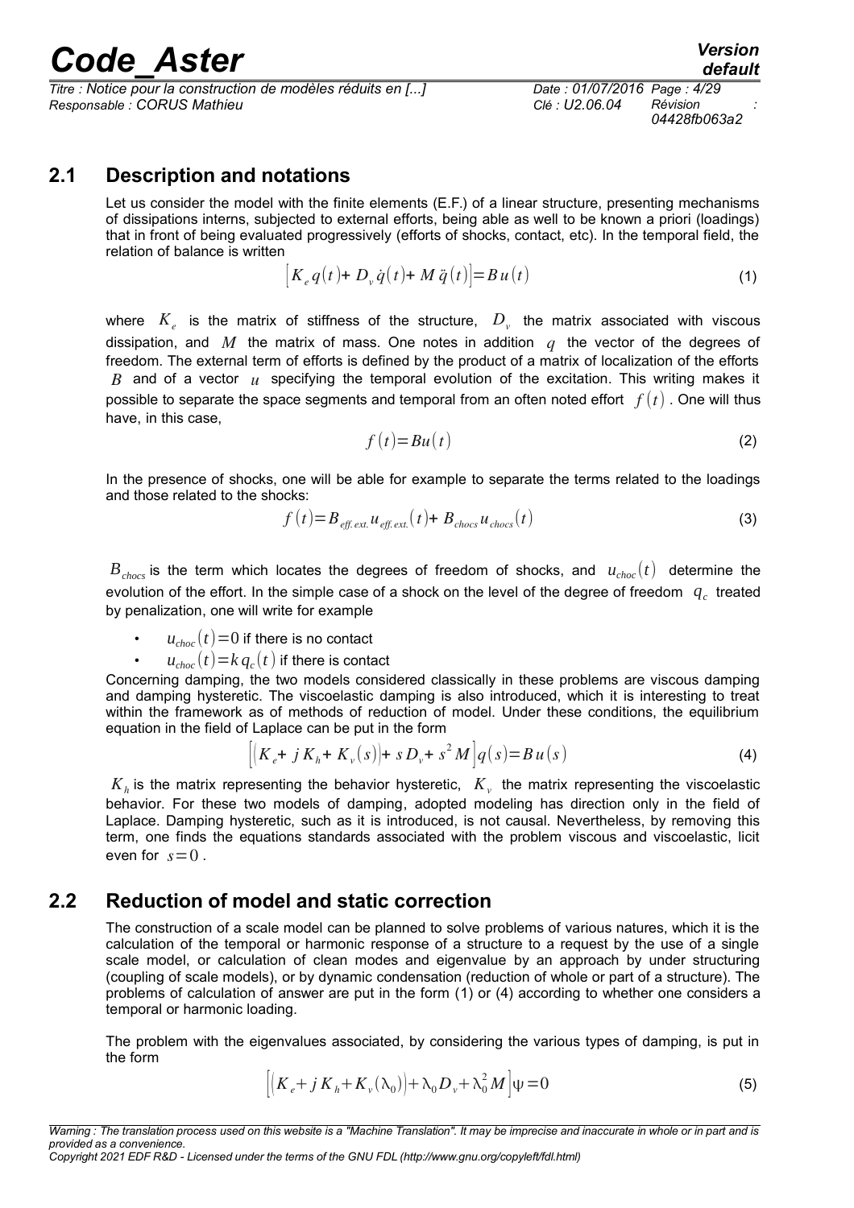## 2.1 Description and notations

Let us consider the model with the finite elements (E.F.) of a linear structure, presenting mechanisms of dissipations interns, subjected to external efforts, being able as well to be known a priori (loadings) that in front of being evaluated progressively (efforts of shocks, contact, etc). In the temporal field, the relation of balance is written

$$\left[K_e q(t) + D_v \dot{q}(t) + M \ddot{q}(t)\right] = B u(t) \tag{1}$$

where $K_e$ is the matrix of stiffness of the structure, $D_v$ the matrix associated with viscous dissipation, and $M$ the matrix of mass. One notes in addition $q$ the vector of the degrees of freedom. The external term of efforts is defined by the product of a matrix of localization of the efforts $B$ and of a vector $u$ specifying the temporal evolution of the excitation. This writing makes it possible to separate the space segments and temporal from an often noted effort $f(t)$. One will thus have, in this case,

$$f(t) = Bu(t) \tag{2}$$

In the presence of shocks, one will be able for example to separate the terms related to the loadings and those related to the shocks:

$$f(t) = B_{eff.ext.} u_{eff.ext.}(t) + B_{chocs} u_{chocs}(t) \tag{3}$$

$B_{chocs}$ is the term which locates the degrees of freedom of shocks, and $u_{choc}(t)$ determine the evolution of the effort. In the simple case of a shock on the level of the degree of freedom $q_c$ treated by penalization, one will write for example

- $u_{choc}(t) = 0$ if there is no contact
- $u_{choc}(t) = k q_c(t)$ if there is contact

Concerning damping, the two models considered classically in these problems are viscous damping and damping hysteretic. The viscoelastic damping is also introduced, which it is interesting to treat within the framework as of methods of reduction of model. Under these conditions, the equilibrium equation in the field of Laplace can be put in the form

$$\left[\left(K_e + j K_h + K_v(s)\right) + s D_v + s^2 M\right] q(s) = B u(s) \tag{4}$$

$K_h$ is the matrix representing the behavior hysteretic, $K_v$ the matrix representing the viscoelastic behavior. For these two models of damping, adopted modeling has direction only in the field of Laplace. Damping hysteretic, such as it is introduced, is not causal. Nevertheless, by removing this term, one finds the equations standards associated with the problem viscous and viscoelastic, licit even for $s = 0$.

## 2.2 Reduction of model and static correction

The construction of a scale model can be planned to solve problems of various natures, which it is the calculation of the temporal or harmonic response of a structure to a request by the use of a single scale model, or calculation of clean modes and eigenvalue by an approach by under structuring (coupling of scale models), or by dynamic condensation (reduction of whole or part of a structure). The problems of calculation of answer are put in the form (1) or (4) according to whether one considers a temporal or harmonic loading.

The problem with the eigenvalues associated, by considering the various types of damping, is put in the form

$$\left[\left(K_e + j K_h + K_v(\lambda_0)\right) + \lambda_0 D_v + \lambda_0^2 M\right] \psi = 0 \tag{5}$$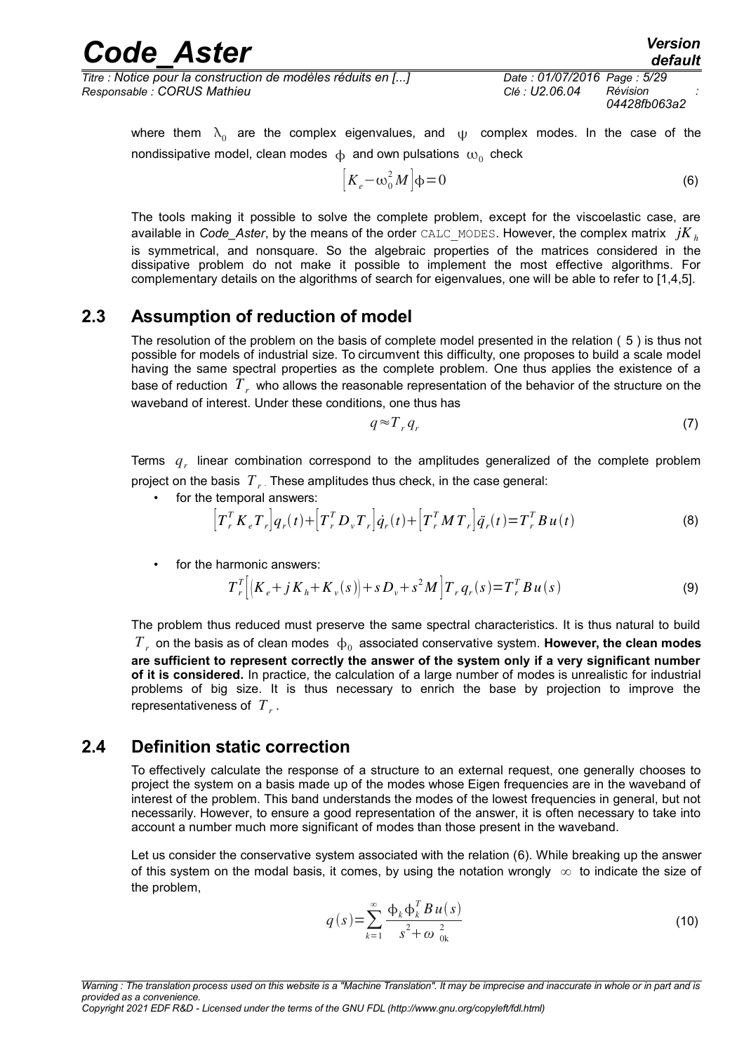where them $\lambda_0$ are the complex eigenvalues, and $\psi$ complex modes. In the case of the nondissipative model, clean modes $\phi$ and own pulsations $\omega_0$ check

$$\left[K_e-\omega_0^2 M\right]\phi=0 \tag{6}$$

The tools making it possible to solve the complete problem, except for the viscoelastic case, are available in *Code_Aster*, by the means of the order `CALC_MODES`. However, the complex matrix $jK_h$ is symmetrical, and nonsquare. So the algebraic properties of the matrices considered in the dissipative problem do not make it possible to implement the most effective algorithms. For complementary details on the algorithms of search for eigenvalues, one will be able to refer to [1,4,5].

## 2.3 Assumption of reduction of model

The resolution of the problem on the basis of complete model presented in the relation ( 5 ) is thus not possible for models of industrial size. To circumvent this difficulty, one proposes to build a scale model having the same spectral properties as the complete problem. One thus applies the existence of a base of reduction $T_r$ who allows the reasonable representation of the behavior of the structure on the waveband of interest. Under these conditions, one thus has

$$q \approx T_r q_r \tag{7}$$

Terms $q_r$ linear combination correspond to the amplitudes generalized of the complete problem project on the basis $T_r$. These amplitudes thus check, in the case general:

- for the temporal answers:

$$\left[T_r^T K_e T_r\right] q_r(t)+\left[T_r^T D_v T_r\right] \dot{q}_r(t)+\left[T_r^T M T_r\right] \ddot{q}_r(t)=T_r^T B u(t) \tag{8}$$

- for the harmonic answers:

$$T_r^T\left[\left(K_e+jK_h+K_v(s)\right)+s D_v+s^2 M\right] T_r q_r(s)=T_r^T B u(s) \tag{9}$$

The problem thus reduced must preserve the same spectral characteristics. It is thus natural to build $T_r$ on the basis as of clean modes $\phi_0$ associated conservative system. **However, the clean modes are sufficient to represent correctly the answer of the system only if a very significant number of it is considered.** In practice, the calculation of a large number of modes is unrealistic for industrial problems of big size. It is thus necessary to enrich the base by projection to improve the representativeness of $T_r$.

## 2.4 Definition static correction

To effectively calculate the response of a structure to an external request, one generally chooses to project the system on a basis made up of the modes whose Eigen frequencies are in the waveband of interest of the problem. This band understands the modes of the lowest frequencies in general, but not necessarily. However, to ensure a good representation of the answer, it is often necessary to take into account a number much more significant of modes than those present in the waveband.

Let us consider the conservative system associated with the relation (6). While breaking up the answer of this system on the modal basis, it comes, by using the notation wrongly $\infty$ to indicate the size of the problem,

$$q(s)=\sum_{k=1}^{\infty} \frac{\phi_k \phi_k^T B u(s)}{s^2+\omega_{0k}^2} \tag{10}$$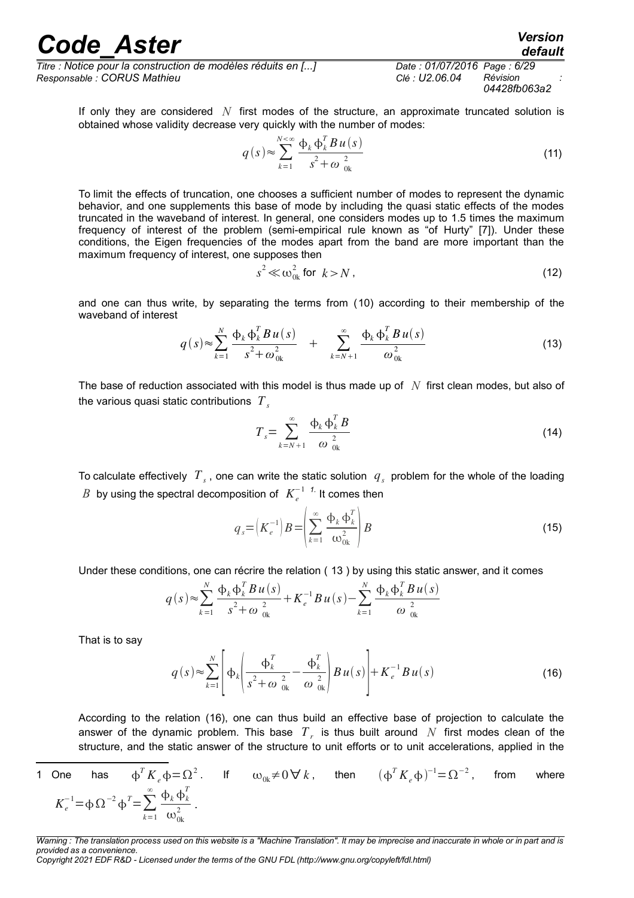If only they are considered $N$ first modes of the structure, an approximate truncated solution is obtained whose validity decrease very quickly with the number of modes:

$$q(s) \approx \sum_{k=1}^{N<\infty} \frac{\phi_k \phi_k^T B u(s)}{s^2 + \omega_{0k}^2} \tag{11}$$

To limit the effects of truncation, one chooses a sufficient number of modes to represent the dynamic behavior, and one supplements this base of mode by including the quasi static effects of the modes truncated in the waveband of interest. In general, one considers modes up to 1.5 times the maximum frequency of interest of the problem (semi-empirical rule known as "of Hurty" [7]). Under these conditions, the Eigen frequencies of the modes apart from the band are more important than the maximum frequency of interest, one supposes then

$$s^2 \ll \omega_{0k}^2 \text{ for } k > N, \tag{12}$$

and one can thus write, by separating the terms from (10) according to their membership of the waveband of interest

$$q(s) \approx \sum_{k=1}^{N} \frac{\phi_k \phi_k^T B u(s)}{s^2 + \omega_{0k}^2} \quad + \quad \sum_{k=N+1}^{\infty} \frac{\phi_k \phi_k^T B u(s)}{\omega_{0k}^2} \tag{13}$$

The base of reduction associated with this model is thus made up of $N$ first clean modes, but also of the various quasi static contributions $T_s$

$$T_s = \sum_{k=N+1}^{\infty} \frac{\phi_k \phi_k^T B}{\omega_{0k}^2} \tag{14}$$

To calculate effectively $T_s$, one can write the static solution $q_s$ problem for the whole of the loading $B$ by using the spectral decomposition of $K_e^{-1}$ [1]. It comes then

$$q_s = \left(K_e^{-1}\right) B = \left(\sum_{k=1}^{\infty} \frac{\phi_k \phi_k^T}{\omega_{0k}^2}\right) B \tag{15}$$

Under these conditions, one can récrire the relation ( 13 ) by using this static answer, and it comes

$$q(s) \approx \sum_{k=1}^{N} \frac{\phi_k \phi_k^T B u(s)}{s^2 + \omega_{0k}^2} + K_e^{-1} B u(s) - \sum_{k=1}^{N} \frac{\phi_k \phi_k^T B u(s)}{\omega_{0k}^2}$$

That is to say

$$q(s) \approx \sum_{k=1}^{N} \left[ \phi_k \left( \frac{\phi_k^T}{s^2 + \omega_{0k}^2} - \frac{\phi_k^T}{\omega_{0k}^2} \right) B u(s) \right] + K_e^{-1} B u(s) \tag{16}$$

According to the relation (16), one can thus build an effective base of projection to calculate the answer of the dynamic problem. This base $T_r$ is thus built around $N$ first modes clean of the structure, and the static answer of the structure to unit efforts or to unit accelerations, applied in the

---

[1] One has $\phi^T K_e \phi = \Omega^2$. If $\omega_{0k} \neq 0 \,\forall\, k$, then $(\phi^T K_e \phi)^{-1} = \Omega^{-2}$, from where $K_e^{-1} = \phi \Omega^{-2} \phi^T = \sum_{k=1}^{\infty} \frac{\phi_k \phi_k^T}{\omega_{0k}^2}$.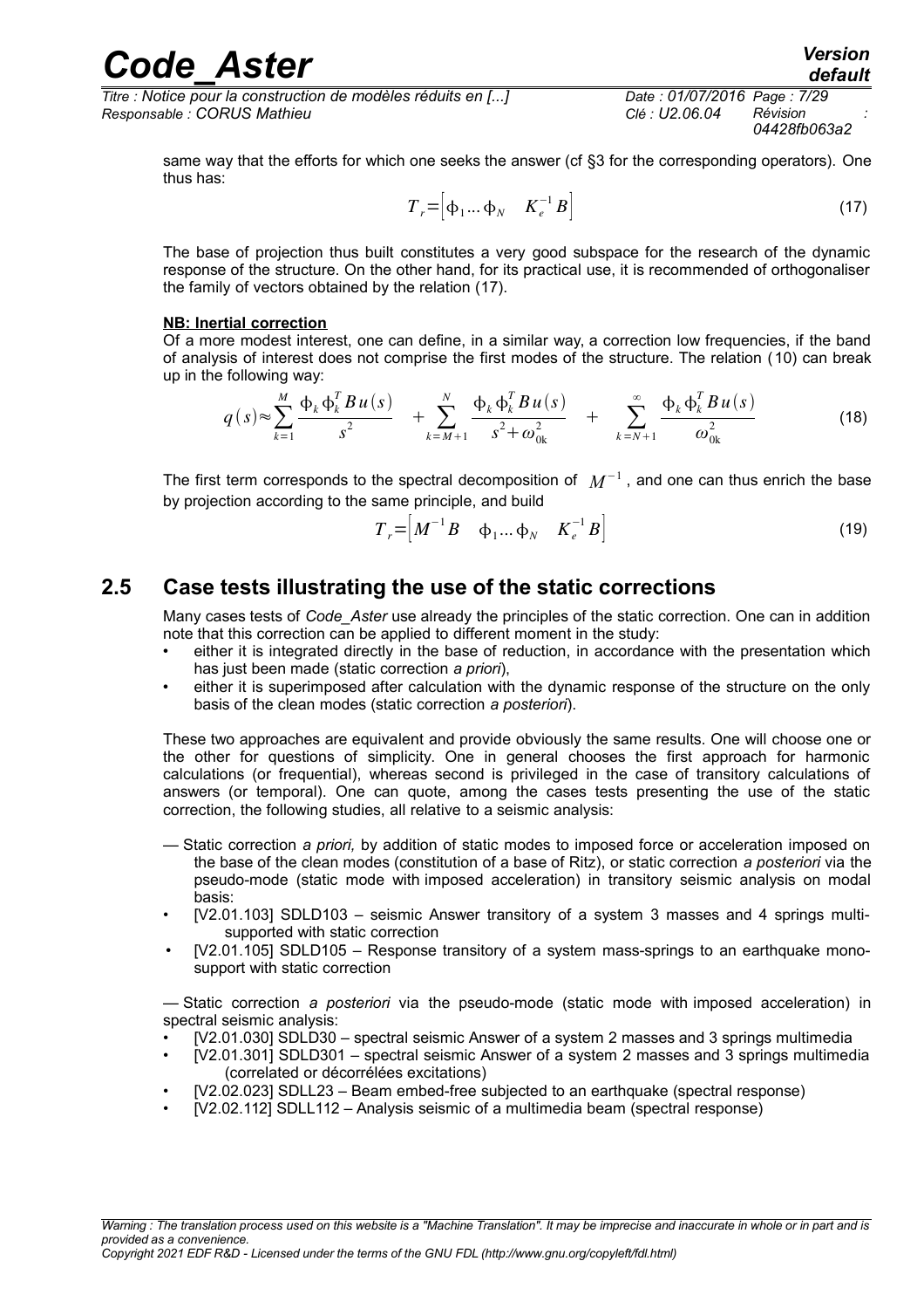same way that the efforts for which one seeks the answer (cf §3 for the corresponding operators). One thus has:

$$T_r = \left[ \phi_1 \ldots \phi_N \quad K_e^{-1} B \right] \tag{17}$$

The base of projection thus built constitutes a very good subspace for the research of the dynamic response of the structure. On the other hand, for its practical use, it is recommended of orthogonaliser the family of vectors obtained by the relation (17).

**NB: Inertial correction**

Of a more modest interest, one can define, in a similar way, a correction low frequencies, if the band of analysis of interest does not comprise the first modes of the structure. The relation (10) can break up in the following way:

$$q(s) \approx \sum_{k=1}^{M} \frac{\phi_k \phi_k^T B u(s)}{s^2} \quad + \sum_{k=M+1}^{N} \frac{\phi_k \phi_k^T B u(s)}{s^2 + \omega_{0k}^2} \quad + \sum_{k=N+1}^{\infty} \frac{\phi_k \phi_k^T B u(s)}{\omega_{0k}^2} \tag{18}$$

The first term corresponds to the spectral decomposition of $M^{-1}$, and one can thus enrich the base by projection according to the same principle, and build

$$T_r = \left[ M^{-1} B \quad \phi_1 \ldots \phi_N \quad K_e^{-1} B \right] \tag{19}$$

## 2.5 Case tests illustrating the use of the static corrections

Many cases tests of *Code_Aster* use already the principles of the static correction. One can in addition note that this correction can be applied to different moment in the study:

- either it is integrated directly in the base of reduction, in accordance with the presentation which has just been made (static correction *a priori*),
- either it is superimposed after calculation with the dynamic response of the structure on the only basis of the clean modes (static correction *a posteriori*).

These two approaches are equivalent and provide obviously the same results. One will choose one or the other for questions of simplicity. One in general chooses the first approach for harmonic calculations (or frequential), whereas second is privileged in the case of transitory calculations of answers (or temporal). One can quote, among the cases tests presenting the use of the static correction, the following studies, all relative to a seismic analysis:

— Static correction *a priori,* by addition of static modes to imposed force or acceleration imposed on the base of the clean modes (constitution of a base of Ritz), or static correction *a posteriori* via the pseudo-mode (static mode with imposed acceleration) in transitory seismic analysis on modal basis:

- [V2.01.103] SDLD103 – seismic Answer transitory of a system 3 masses and 4 springs multi-supported with static correction
- [V2.01.105] SDLD105 – Response transitory of a system mass-springs to an earthquake mono-support with static correction

— Static correction *a posteriori* via the pseudo-mode (static mode with imposed acceleration) in spectral seismic analysis:

- [V2.01.030] SDLD30 – spectral seismic Answer of a system 2 masses and 3 springs multimedia
- [V2.01.301] SDLD301 – spectral seismic Answer of a system 2 masses and 3 springs multimedia (correlated or décorrélées excitations)
- [V2.02.023] SDLL23 – Beam embed-free subjected to an earthquake (spectral response)
- [V2.02.112] SDLL112 – Analysis seismic of a multimedia beam (spectral response)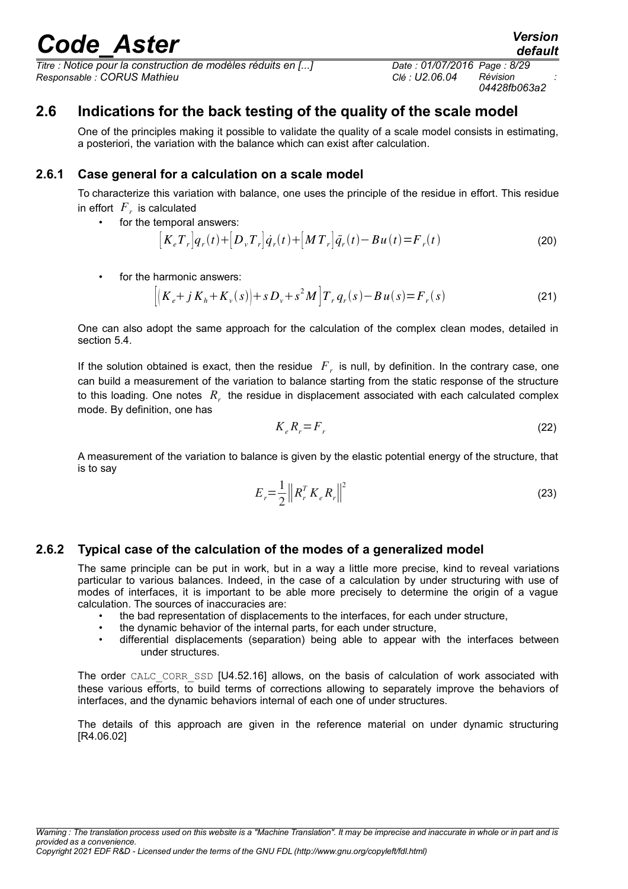## 2.6 Indications for the back testing of the quality of the scale model

One of the principles making it possible to validate the quality of a scale model consists in estimating, a posteriori, the variation with the balance which can exist after calculation.

### 2.6.1 Case general for a calculation on a scale model

To characterize this variation with balance, one uses the principle of the residue in effort. This residue in effort $F_r$ is calculated

- for the temporal answers:

$$\left[K_e T_r\right] q_r(t) + \left[D_v T_r\right] \dot{q}_r(t) + \left[M T_r\right] \ddot{q}_r(t) - B u(t) = F_r(t) \tag{20}$$

- for the harmonic answers:

$$\left[\left(K_e + j K_h + K_v(s)\right) + s D_v + s^2 M\right] T_r q_r(s) - B u(s) = F_r(s) \tag{21}$$

One can also adopt the same approach for the calculation of the complex clean modes, detailed in section 5.4.

If the solution obtained is exact, then the residue $F_r$ is null, by definition. In the contrary case, one can build a measurement of the variation to balance starting from the static response of the structure to this loading. One notes $R_r$ the residue in displacement associated with each calculated complex mode. By definition, one has

$$K_e R_r = F_r \tag{22}$$

A measurement of the variation to balance is given by the elastic potential energy of the structure, that is to say

$$E_r = \frac{1}{2} \left\| R_r^T K_e R_r \right\|^2 \tag{23}$$

### 2.6.2 Typical case of the calculation of the modes of a generalized model

The same principle can be put in work, but in a way a little more precise, kind to reveal variations particular to various balances. Indeed, in the case of a calculation by under structuring with use of modes of interfaces, it is important to be able more precisely to determine the origin of a vague calculation. The sources of inaccuracies are:

- the bad representation of displacements to the interfaces, for each under structure,
- the dynamic behavior of the internal parts, for each under structure,
- differential displacements (separation) being able to appear with the interfaces between under structures.

The order CALC_CORR_SSD [U4.52.16] allows, on the basis of calculation of work associated with these various efforts, to build terms of corrections allowing to separately improve the behaviors of interfaces, and the dynamic behaviors internal of each one of under structures.

The details of this approach are given in the reference material on under dynamic structuring [R4.06.02]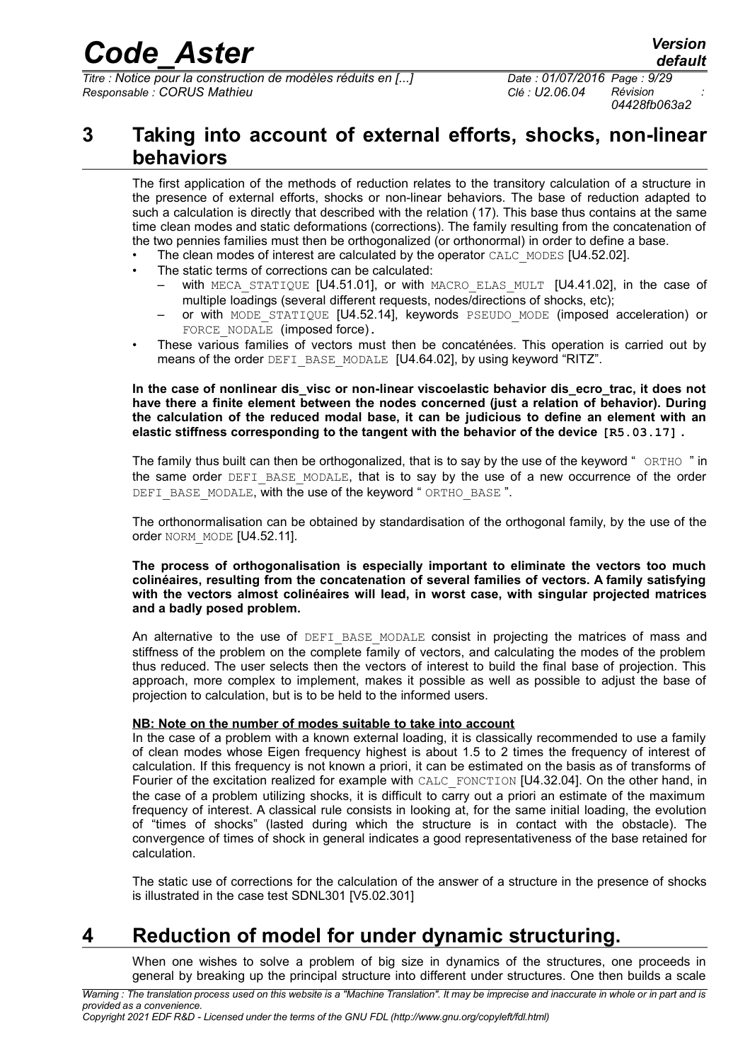# 3 Taking into account of external efforts, shocks, non-linear behaviors

The first application of the methods of reduction relates to the transitory calculation of a structure in the presence of external efforts, shocks or non-linear behaviors. The base of reduction adapted to such a calculation is directly that described with the relation (17). This base thus contains at the same time clean modes and static deformations (corrections). The family resulting from the concatenation of the two pennies families must then be orthogonalized (or orthonormal) in order to define a base.

- The clean modes of interest are calculated by the operator CALC_MODES [U4.52.02].
- The static terms of corrections can be calculated:
  - with MECA_STATIQUE [U4.51.01], or with MACRO_ELAS_MULT [U4.41.02], in the case of multiple loadings (several different requests, nodes/directions of shocks, etc);
  - or with MODE_STATIQUE [U4.52.14], keywords PSEUDO_MODE (imposed acceleration) or FORCE_NODALE (imposed force).
- These various families of vectors must then be concaténées. This operation is carried out by means of the order DEFI_BASE_MODALE [U4.64.02], by using keyword "RITZ".

**In the case of nonlinear dis_visc or non-linear viscoelastic behavior dis_ecro_trac, it does not have there a finite element between the nodes concerned (just a relation of behavior). During the calculation of the reduced modal base, it can be judicious to define an element with an elastic stiffness corresponding to the tangent with the behavior of the device [R5.03.17].**

The family thus built can then be orthogonalized, that is to say by the use of the keyword " ORTHO " in the same order DEFI_BASE_MODALE, that is to say by the use of a new occurrence of the order DEFI_BASE_MODALE, with the use of the keyword " ORTHO_BASE ".

The orthonormalisation can be obtained by standardisation of the orthogonal family, by the use of the order NORM_MODE [U4.52.11].

**The process of orthogonalisation is especially important to eliminate the vectors too much colinéaires, resulting from the concatenation of several families of vectors. A family satisfying with the vectors almost colinéaires will lead, in worst case, with singular projected matrices and a badly posed problem.**

An alternative to the use of DEFI_BASE_MODALE consist in projecting the matrices of mass and stiffness of the problem on the complete family of vectors, and calculating the modes of the problem thus reduced. The user selects then the vectors of interest to build the final base of projection. This approach, more complex to implement, makes it possible as well as possible to adjust the base of projection to calculation, but is to be held to the informed users.

**NB: Note on the number of modes suitable to take into account**

In the case of a problem with a known external loading, it is classically recommended to use a family of clean modes whose Eigen frequency highest is about 1.5 to 2 times the frequency of interest of calculation. If this frequency is not known a priori, it can be estimated on the basis as of transforms of Fourier of the excitation realized for example with CALC_FONCTION [U4.32.04]. On the other hand, in the case of a problem utilizing shocks, it is difficult to carry out a priori an estimate of the maximum frequency of interest. A classical rule consists in looking at, for the same initial loading, the evolution of "times of shocks" (lasted during which the structure is in contact with the obstacle). The convergence of times of shock in general indicates a good representativeness of the base retained for calculation.

The static use of corrections for the calculation of the answer of a structure in the presence of shocks is illustrated in the case test SDNL301 [V5.02.301]

# 4 Reduction of model for under dynamic structuring.

When one wishes to solve a problem of big size in dynamics of the structures, one proceeds in general by breaking up the principal structure into different under structures. One then builds a scale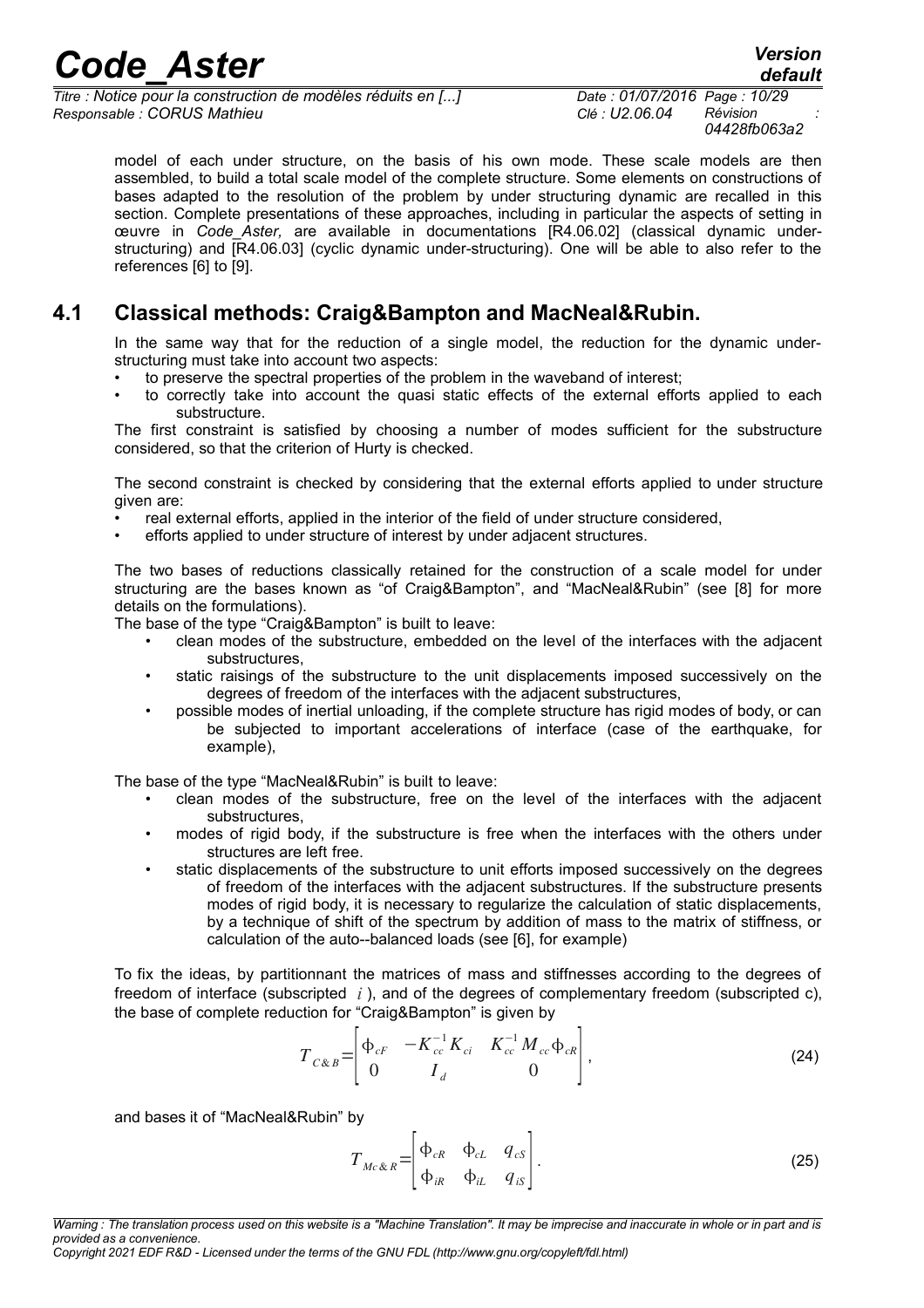model of each under structure, on the basis of his own mode. These scale models are then assembled, to build a total scale model of the complete structure. Some elements on constructions of bases adapted to the resolution of the problem by under structuring dynamic are recalled in this section. Complete presentations of these approaches, including in particular the aspects of setting in œuvre in *Code_Aster,* are available in documentations [R4.06.02] (classical dynamic under-structuring) and [R4.06.03] (cyclic dynamic under-structuring). One will be able to also refer to the references [6] to [9].

## 4.1 Classical methods: Craig&Bampton and MacNeal&Rubin.

In the same way that for the reduction of a single model, the reduction for the dynamic under-structuring must take into account two aspects:

- to preserve the spectral properties of the problem in the waveband of interest;
- to correctly take into account the quasi static effects of the external efforts applied to each substructure.

The first constraint is satisfied by choosing a number of modes sufficient for the substructure considered, so that the criterion of Hurty is checked.

The second constraint is checked by considering that the external efforts applied to under structure given are:

- real external efforts, applied in the interior of the field of under structure considered,
- efforts applied to under structure of interest by under adjacent structures.

The two bases of reductions classically retained for the construction of a scale model for under structuring are the bases known as "of Craig&Bampton", and "MacNeal&Rubin" (see [8] for more details on the formulations).

The base of the type "Craig&Bampton" is built to leave:

- clean modes of the substructure, embedded on the level of the interfaces with the adjacent substructures,
- static raisings of the substructure to the unit displacements imposed successively on the degrees of freedom of the interfaces with the adjacent substructures,
- possible modes of inertial unloading, if the complete structure has rigid modes of body, or can be subjected to important accelerations of interface (case of the earthquake, for example),

The base of the type "MacNeal&Rubin" is built to leave:

- clean modes of the substructure, free on the level of the interfaces with the adjacent substructures,
- modes of rigid body, if the substructure is free when the interfaces with the others under structures are left free.
- static displacements of the substructure to unit efforts imposed successively on the degrees of freedom of the interfaces with the adjacent substructures. If the substructure presents modes of rigid body, it is necessary to regularize the calculation of static displacements, by a technique of shift of the spectrum by addition of mass to the matrix of stiffness, or calculation of the auto--balanced loads (see [6], for example)

To fix the ideas, by partitionnant the matrices of mass and stiffnesses according to the degrees of freedom of interface (subscripted $i$), and of the degrees of complementary freedom (subscripted c), the base of complete reduction for "Craig&Bampton" is given by

$$T_{C\&B}=\begin{bmatrix} \Phi_{cF} & -K_{cc}^{-1}K_{ci} & K_{cc}^{-1}M_{cc}\Phi_{cR} \\ 0 & I_d & 0 \end{bmatrix}, \tag{24}$$

and bases it of "MacNeal&Rubin" by

$$T_{Mc\&R}=\begin{bmatrix} \Phi_{cR} & \Phi_{cL} & q_{cS} \\ \Phi_{iR} & \Phi_{iL} & q_{iS} \end{bmatrix}. \tag{25}$$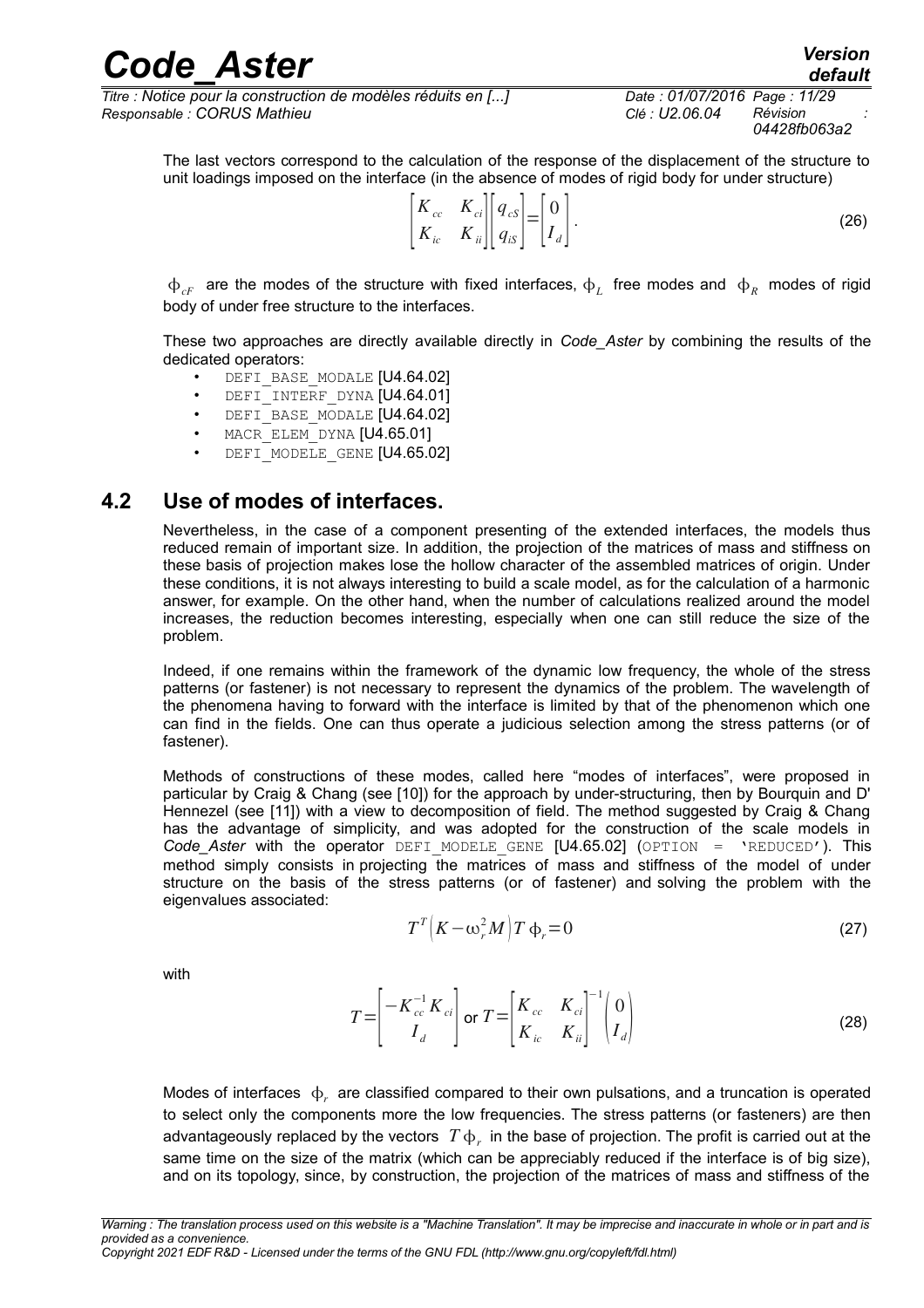The last vectors correspond to the calculation of the response of the displacement of the structure to unit loadings imposed on the interface (in the absence of modes of rigid body for under structure)

$$\begin{bmatrix} K_{cc} & K_{ci} \\ K_{ic} & K_{ii} \end{bmatrix} \begin{bmatrix} q_{cS} \\ q_{iS} \end{bmatrix} = \begin{bmatrix} 0 \\ I_d \end{bmatrix}. \tag{26}$$

$\phi_{cF}$ are the modes of the structure with fixed interfaces, $\phi_L$ free modes and $\phi_R$ modes of rigid body of under free structure to the interfaces.

These two approaches are directly available directly in *Code_Aster* by combining the results of the dedicated operators:

- DEFI_BASE_MODALE [U4.64.02]
- DEFI_INTERF_DYNA [U4.64.01]
- DEFI_BASE_MODALE [U4.64.02]
- MACR_ELEM_DYNA [U4.65.01]
- DEFI_MODELE_GENE [U4.65.02]

## 4.2 Use of modes of interfaces.

Nevertheless, in the case of a component presenting of the extended interfaces, the models thus reduced remain of important size. In addition, the projection of the matrices of mass and stiffness on these basis of projection makes lose the hollow character of the assembled matrices of origin. Under these conditions, it is not always interesting to build a scale model, as for the calculation of a harmonic answer, for example. On the other hand, when the number of calculations realized around the model increases, the reduction becomes interesting, especially when one can still reduce the size of the problem.

Indeed, if one remains within the framework of the dynamic low frequency, the whole of the stress patterns (or fastener) is not necessary to represent the dynamics of the problem. The wavelength of the phenomena having to forward with the interface is limited by that of the phenomenon which one can find in the fields. One can thus operate a judicious selection among the stress patterns (or of fastener).

Methods of constructions of these modes, called here "modes of interfaces", were proposed in particular by Craig & Chang (see [10]) for the approach by under-structuring, then by Bourquin and D' Hennezel (see [11]) with a view to decomposition of field. The method suggested by Craig & Chang has the advantage of simplicity, and was adopted for the construction of the scale models in *Code_Aster* with the operator DEFI_MODELE_GENE [U4.65.02] (OPTION = 'REDUCED'). This method simply consists in projecting the matrices of mass and stiffness of the model of under structure on the basis of the stress patterns (or of fastener) and solving the problem with the eigenvalues associated:

$$T^T \left( K - \omega_r^2 M \right) T \, \phi_r = 0 \tag{27}$$

with

$$T = \begin{bmatrix} -K_{cc}^{-1} K_{ci} \\ I_d \end{bmatrix} \text{ or } T = \begin{bmatrix} K_{cc} & K_{ci} \\ K_{ic} & K_{ii} \end{bmatrix}^{-1} \begin{pmatrix} 0 \\ I_d \end{pmatrix} \tag{28}$$

Modes of interfaces $\phi_r$ are classified compared to their own pulsations, and a truncation is operated to select only the components more the low frequencies. The stress patterns (or fasteners) are then advantageously replaced by the vectors $T \phi_r$ in the base of projection. The profit is carried out at the same time on the size of the matrix (which can be appreciably reduced if the interface is of big size), and on its topology, since, by construction, the projection of the matrices of mass and stiffness of the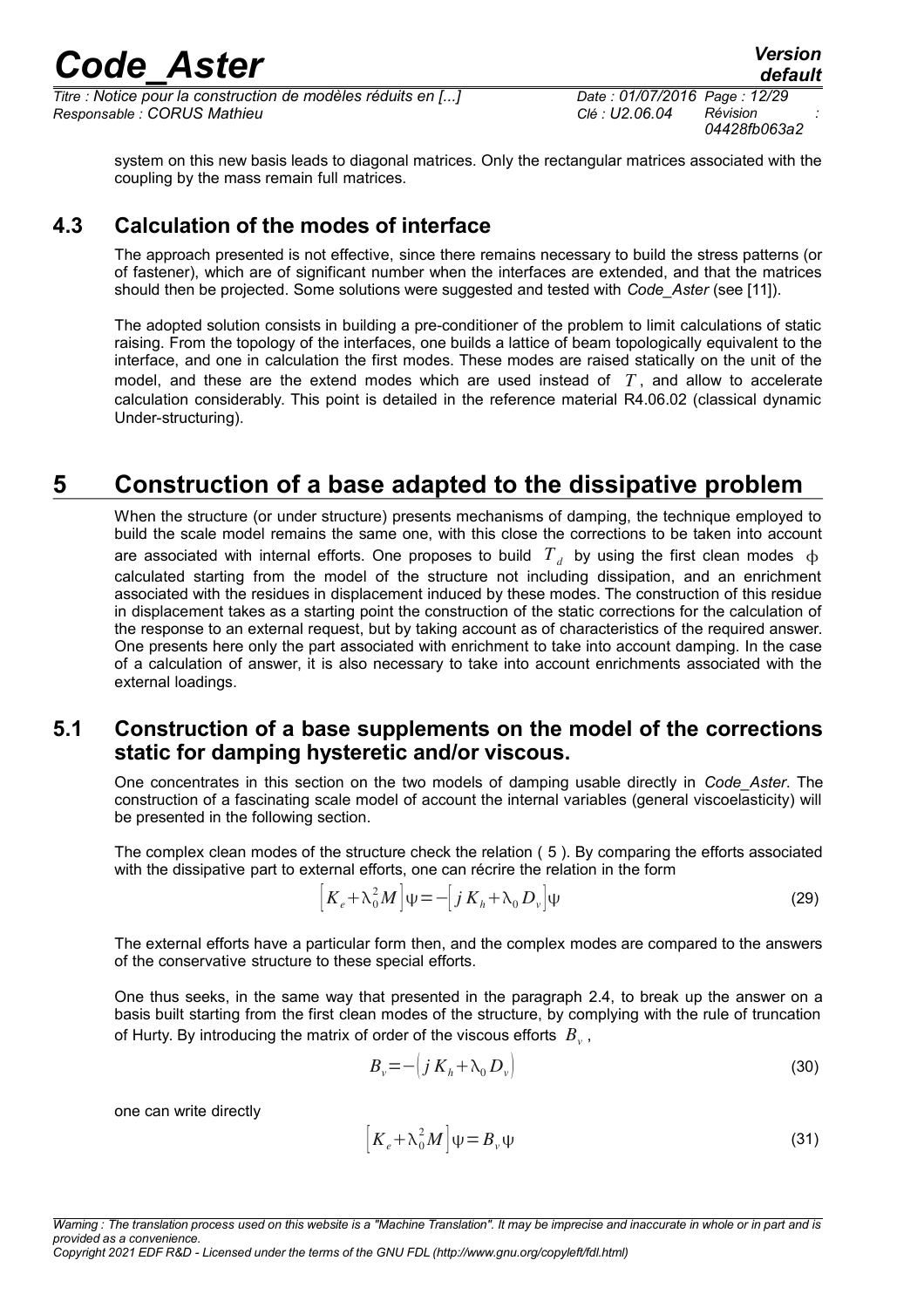system on this new basis leads to diagonal matrices. Only the rectangular matrices associated with the coupling by the mass remain full matrices.

### 4.3 Calculation of the modes of interface

The approach presented is not effective, since there remains necessary to build the stress patterns (or of fastener), which are of significant number when the interfaces are extended, and that the matrices should then be projected. Some solutions were suggested and tested with *Code_Aster* (see [11]).

The adopted solution consists in building a pre-conditioner of the problem to limit calculations of static raising. From the topology of the interfaces, one builds a lattice of beam topologically equivalent to the interface, and one in calculation the first modes. These modes are raised statically on the unit of the model, and these are the extend modes which are used instead of $T$, and allow to accelerate calculation considerably. This point is detailed in the reference material R4.06.02 (classical dynamic Under-structuring).

## 5 Construction of a base adapted to the dissipative problem

When the structure (or under structure) presents mechanisms of damping, the technique employed to build the scale model remains the same one, with this close the corrections to be taken into account are associated with internal efforts. One proposes to build $T_d$ by using the first clean modes $\phi$ calculated starting from the model of the structure not including dissipation, and an enrichment associated with the residues in displacement induced by these modes. The construction of this residue in displacement takes as a starting point the construction of the static corrections for the calculation of the response to an external request, but by taking account as of characteristics of the required answer. One presents here only the part associated with enrichment to take into account damping. In the case of a calculation of answer, it is also necessary to take into account enrichments associated with the external loadings.

### 5.1 Construction of a base supplements on the model of the corrections static for damping hysteretic and/or viscous.

One concentrates in this section on the two models of damping usable directly in *Code_Aster*. The construction of a fascinating scale model of account the internal variables (general viscoelasticity) will be presented in the following section.

The complex clean modes of the structure check the relation ( 5 ). By comparing the efforts associated with the dissipative part to external efforts, one can récrire the relation in the form

$$\left[K_e+\lambda_0^2 M\right]\psi=-\left[j\,K_h+\lambda_0 D_v\right]\psi \tag{29}$$

The external efforts have a particular form then, and the complex modes are compared to the answers of the conservative structure to these special efforts.

One thus seeks, in the same way that presented in the paragraph 2.4, to break up the answer on a basis built starting from the first clean modes of the structure, by complying with the rule of truncation of Hurty. By introducing the matrix of order of the viscous efforts $B_v$,

$$B_v=-\left(j\,K_h+\lambda_0 D_v\right) \tag{30}$$

one can write directly

$$\left[K_e+\lambda_0^2 M\right]\psi=B_v\,\psi \tag{31}$$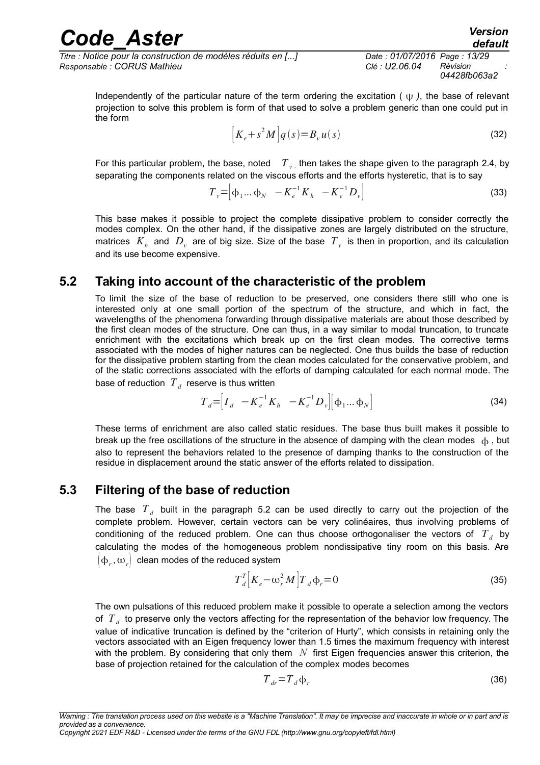Independently of the particular nature of the term ordering the excitation ( $\psi$ ), the base of relevant projection to solve this problem is form of that used to solve a problem generic than one could put in the form

$$\left[K_e + s^2 M\right] q(s) = B_v u(s) \tag{32}$$

For this particular problem, the base, noted $T_v$, then takes the shape given to the paragraph 2.4, by separating the components related on the viscous efforts and the efforts hysteretic, that is to say

$$T_v = \left[\phi_1 \ldots \phi_N \quad -K_e^{-1} K_h \quad -K_e^{-1} D_v\right] \tag{33}$$

This base makes it possible to project the complete dissipative problem to consider correctly the modes complex. On the other hand, if the dissipative zones are largely distributed on the structure, matrices $K_h$ and $D_v$ are of big size. Size of the base $T_v$ is then in proportion, and its calculation and its use become expensive.

## 5.2 Taking into account of the characteristic of the problem

To limit the size of the base of reduction to be preserved, one considers there still who one is interested only at one small portion of the spectrum of the structure, and which in fact, the wavelengths of the phenomena forwarding through dissipative materials are about those described by the first clean modes of the structure. One can thus, in a way similar to modal truncation, to truncate enrichment with the excitations which break up on the first clean modes. The corrective terms associated with the modes of higher natures can be neglected. One thus builds the base of reduction for the dissipative problem starting from the clean modes calculated for the conservative problem, and of the static corrections associated with the efforts of damping calculated for each normal mode. The base of reduction $T_d$ reserve is thus written

$$T_d = \left[I_d \quad -K_e^{-1} K_h \quad -K_e^{-1} D_v\right]\left[\phi_1 \ldots \phi_N\right] \tag{34}$$

These terms of enrichment are also called static residues. The base thus built makes it possible to break up the free oscillations of the structure in the absence of damping with the clean modes $\phi$, but also to represent the behaviors related to the presence of damping thanks to the construction of the residue in displacement around the static answer of the efforts related to dissipation.

## 5.3 Filtering of the base of reduction

The base $T_d$ built in the paragraph 5.2 can be used directly to carry out the projection of the complete problem. However, certain vectors can be very colinéaires, thus involving problems of conditioning of the reduced problem. One can thus choose orthogonaliser the vectors of $T_d$ by calculating the modes of the homogeneous problem nondissipative tiny room on this basis. Are $\left(\phi_r, \omega_r\right)$ clean modes of the reduced system

$$T_d^T\left[K_e - \omega_r^2 M\right] T_d \phi_r = 0 \tag{35}$$

The own pulsations of this reduced problem make it possible to operate a selection among the vectors of $T_d$ to preserve only the vectors affecting for the representation of the behavior low frequency. The value of indicative truncation is defined by the "criterion of Hurty", which consists in retaining only the vectors associated with an Eigen frequency lower than 1.5 times the maximum frequency with interest with the problem. By considering that only them $N$ first Eigen frequencies answer this criterion, the base of projection retained for the calculation of the complex modes becomes

$$T_{dr} = T_d \phi_r \tag{36}$$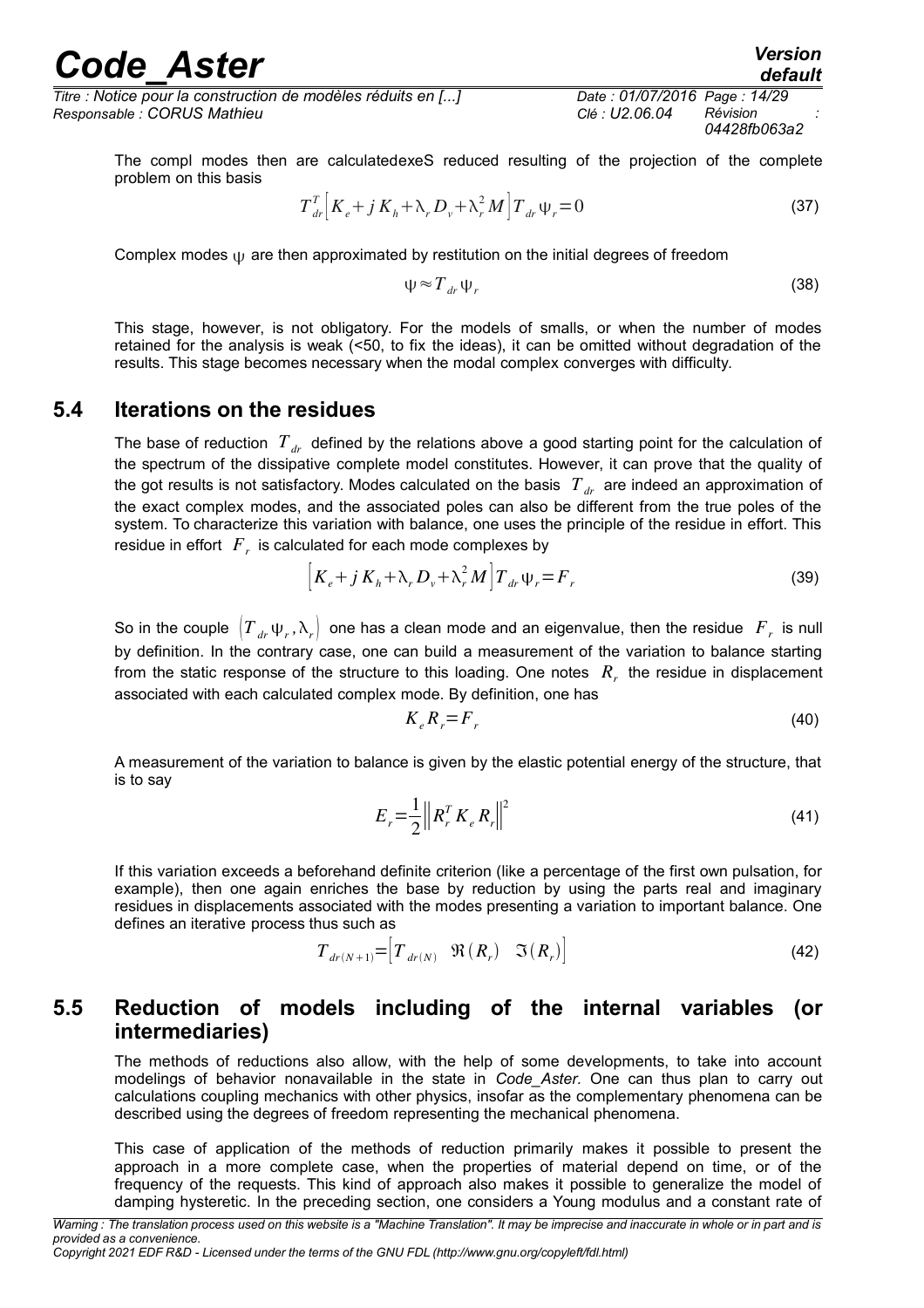The compl modes then are calculatedexeS reduced resulting of the projection of the complete problem on this basis

$$T_{dr}^T \left[ K_e + j\, K_h + \lambda_r D_v + \lambda_r^2 M \right] T_{dr} \psi_r = 0 \tag{37}$$

Complex modes $\psi$ are then approximated by restitution on the initial degrees of freedom

$$\psi \approx T_{dr} \psi_r \tag{38}$$

This stage, however, is not obligatory. For the models of smalls, or when the number of modes retained for the analysis is weak (<50, to fix the ideas), it can be omitted without degradation of the results. This stage becomes necessary when the modal complex converges with difficulty.

## 5.4 Iterations on the residues

The base of reduction $T_{dr}$ defined by the relations above a good starting point for the calculation of the spectrum of the dissipative complete model constitutes. However, it can prove that the quality of the got results is not satisfactory. Modes calculated on the basis $T_{dr}$ are indeed an approximation of the exact complex modes, and the associated poles can also be different from the true poles of the system. To characterize this variation with balance, one uses the principle of the residue in effort. This residue in effort $F_r$ is calculated for each mode complexes by

$$\left[ K_e + j\, K_h + \lambda_r D_v + \lambda_r^2 M \right] T_{dr} \psi_r = F_r \tag{39}$$

So in the couple $\left( T_{dr} \psi_r , \lambda_r \right)$ one has a clean mode and an eigenvalue, then the residue $F_r$ is null by definition. In the contrary case, one can build a measurement of the variation to balance starting from the static response of the structure to this loading. One notes $R_r$ the residue in displacement associated with each calculated complex mode. By definition, one has

$$K_e R_r = F_r \tag{40}$$

A measurement of the variation to balance is given by the elastic potential energy of the structure, that is to say

$$E_r = \frac{1}{2} \left\| R_r^T K_e R_r \right\|^2 \tag{41}$$

If this variation exceeds a beforehand definite criterion (like a percentage of the first own pulsation, for example), then one again enriches the base by reduction by using the parts real and imaginary residues in displacements associated with the modes presenting a variation to important balance. One defines an iterative process thus such as

$$T_{dr(N+1)} = \left[ T_{dr(N)} \quad \Re(R_r) \quad \Im(R_r) \right] \tag{42}$$

## 5.5 Reduction of models including of the internal variables (or intermediaries)

The methods of reductions also allow, with the help of some developments, to take into account modelings of behavior nonavailable in the state in *Code_Aster.* One can thus plan to carry out calculations coupling mechanics with other physics, insofar as the complementary phenomena can be described using the degrees of freedom representing the mechanical phenomena.

This case of application of the methods of reduction primarily makes it possible to present the approach in a more complete case, when the properties of material depend on time, or of the frequency of the requests. This kind of approach also makes it possible to generalize the model of damping hysteretic. In the preceding section, one considers a Young modulus and a constant rate of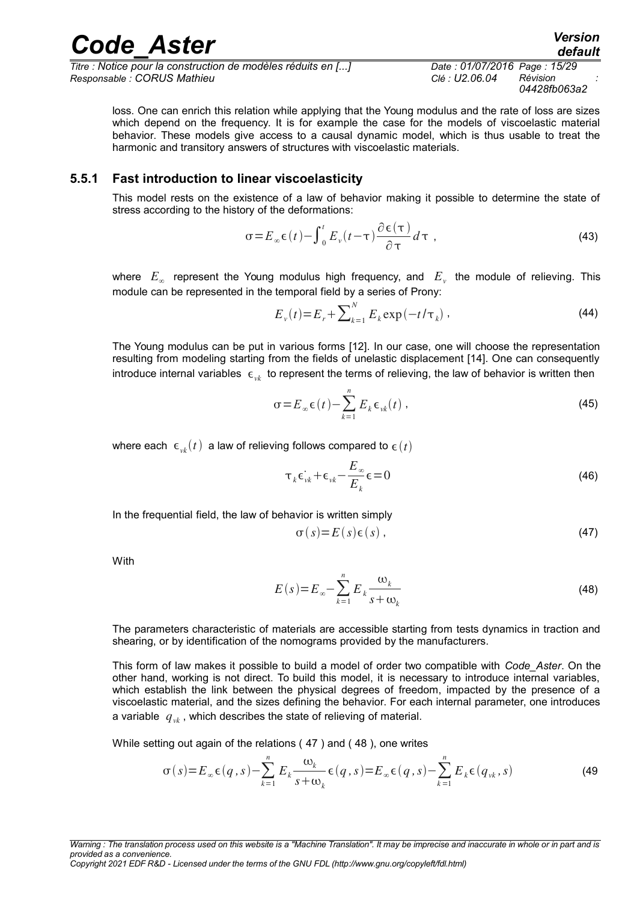loss. One can enrich this relation while applying that the Young modulus and the rate of loss are sizes which depend on the frequency. It is for example the case for the models of viscoelastic material behavior. These models give access to a causal dynamic model, which is thus usable to treat the harmonic and transitory answers of structures with viscoelastic materials.

### 5.5.1 Fast introduction to linear viscoelasticity

This model rests on the existence of a law of behavior making it possible to determine the state of stress according to the history of the deformations:

$$\sigma = E_{\infty}\epsilon(t) - \int_0^t E_v(t-\tau)\frac{\partial \epsilon(\tau)}{\partial \tau}d\tau \ , \tag{43}$$

where $E_{\infty}$ represent the Young modulus high frequency, and $E_v$ the module of relieving. This module can be represented in the temporal field by a series of Prony:

$$E_v(t) = E_r + \sum_{k=1}^{N} E_k \exp(-t/\tau_k) \ , \tag{44}$$

The Young modulus can be put in various forms [12]. In our case, one will choose the representation resulting from modeling starting from the fields of unelastic displacement [14]. One can consequently introduce internal variables $\epsilon_{vk}$ to represent the terms of relieving, the law of behavior is written then

$$\sigma = E_{\infty}\epsilon(t) - \sum_{k=1}^{n} E_k \epsilon_{vk}(t) \ , \tag{45}$$

where each $\epsilon_{vk}(t)$ a law of relieving follows compared to $\epsilon(t)$

$$\tau_k \dot{\epsilon_{vk}} + \epsilon_{vk} - \frac{E_{\infty}}{E_k}\epsilon = 0 \tag{46}$$

In the frequential field, the law of behavior is written simply

$$\sigma(s) = E(s)\epsilon(s) \ , \tag{47}$$

With

$$E(s) = E_{\infty} - \sum_{k=1}^{n} E_k \frac{\omega_k}{s+\omega_k} \tag{48}$$

The parameters characteristic of materials are accessible starting from tests dynamics in traction and shearing, or by identification of the nomograms provided by the manufacturers.

This form of law makes it possible to build a model of order two compatible with *Code_Aster*. On the other hand, working is not direct. To build this model, it is necessary to introduce internal variables, which establish the link between the physical degrees of freedom, impacted by the presence of a viscoelastic material, and the sizes defining the behavior. For each internal parameter, one introduces a variable $q_{vk}$, which describes the state of relieving of material.

While setting out again of the relations ( 47 ) and ( 48 ), one writes

$$\sigma(s) = E_{\infty}\epsilon(q,s) - \sum_{k=1}^{n} E_k \frac{\omega_k}{s+\omega_k}\epsilon(q,s) = E_{\infty}\epsilon(q,s) - \sum_{k=1}^{n} E_k \epsilon(q_{vk},s) \tag{49}$$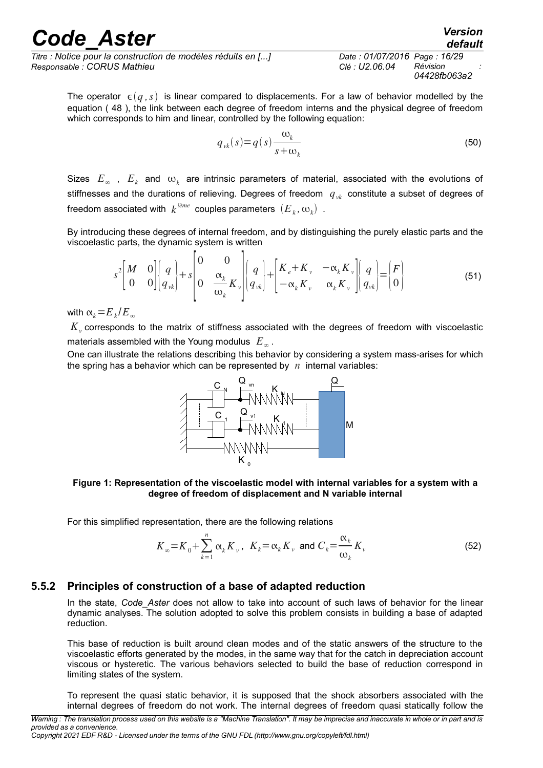The operator $\epsilon(q,s)$ is linear compared to displacements. For a law of behavior modelled by the equation ( 48 ), the link between each degree of freedom interns and the physical degree of freedom which corresponds to him and linear, controlled by the following equation:

$$q_{vk}(s)=q(s)\frac{\omega_k}{s+\omega_k} \tag{50}$$

Sizes $E_\infty$ , $E_k$ and $\omega_k$ are intrinsic parameters of material, associated with the evolutions of stiffnesses and the durations of relieving. Degrees of freedom $q_{vk}$ constitute a subset of degrees of freedom associated with $k^{ième}$ couples parameters $(E_k, \omega_k)$ .

By introducing these degrees of internal freedom, and by distinguishing the purely elastic parts and the viscoelastic parts, the dynamic system is written

$$s^2\begin{bmatrix} M & 0 \\ 0 & 0 \end{bmatrix}\begin{Bmatrix} q \\ q_{vk} \end{Bmatrix}+s\begin{bmatrix} 0 & 0 \\ 0 & \dfrac{\alpha_k}{\omega_k}K_v \end{bmatrix}\begin{Bmatrix} q \\ q_{vk} \end{Bmatrix}+\begin{bmatrix} K_e+K_v & -\alpha_k K_v \\ -\alpha_k K_v & \alpha_k K_v \end{bmatrix}\begin{Bmatrix} q \\ q_{vk} \end{Bmatrix}=\begin{Bmatrix} F \\ 0 \end{Bmatrix} \tag{51}$$

with $\alpha_k=E_k/E_\infty$

$K_v$ corresponds to the matrix of stiffness associated with the degrees of freedom with viscoelastic materials assembled with the Young modulus $E_\infty$ .

One can illustrate the relations describing this behavior by considering a system mass-arises for which the spring has a behavior which can be represented by $n$ internal variables:

**Figure 1: Representation of the viscoelastic model with internal variables for a system with a degree of freedom of displacement and N variable internal**

For this simplified representation, there are the following relations

$$K_\infty=K_0+\sum_{k=1}^{n}\alpha_k K_v\,,\ \ K_k=\alpha_k K_v \text{ and } C_k=\frac{\alpha_k}{\omega_k}K_v \tag{52}$$

### 5.5.2 Principles of construction of a base of adapted reduction

In the state, *Code_Aster* does not allow to take into account of such laws of behavior for the linear dynamic analyses. The solution adopted to solve this problem consists in building a base of adapted reduction.

This base of reduction is built around clean modes and of the static answers of the structure to the viscoelastic efforts generated by the modes, in the same way that for the catch in depreciation account viscous or hysteretic. The various behaviors selected to build the base of reduction correspond in limiting states of the system.

To represent the quasi static behavior, it is supposed that the shock absorbers associated with the internal degrees of freedom do not work. The internal degrees of freedom quasi statically follow the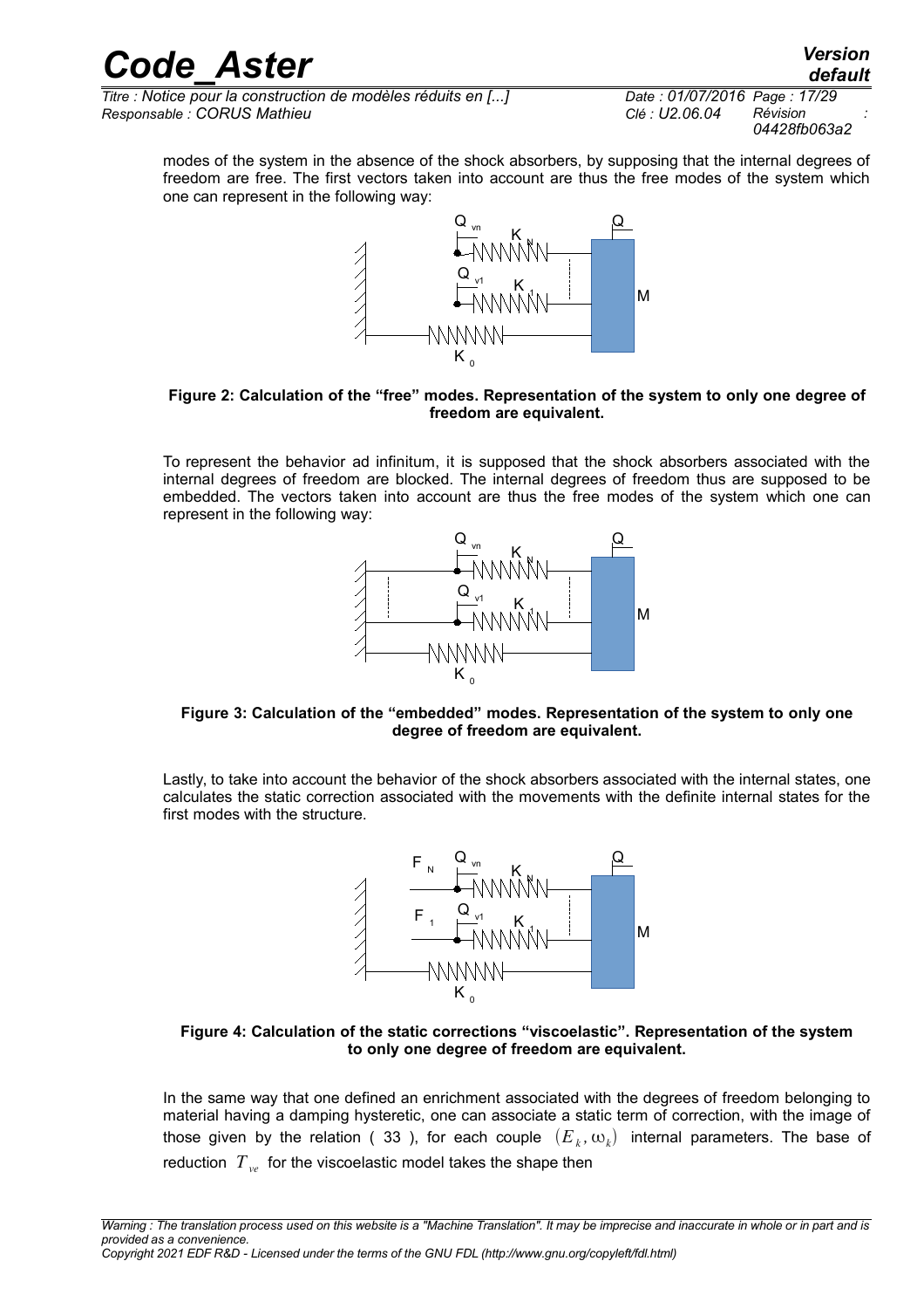modes of the system in the absence of the shock absorbers, by supposing that the internal degrees of freedom are free. The first vectors taken into account are thus the free modes of the system which one can represent in the following way:

**Figure 2: Calculation of the "free" modes. Representation of the system to only one degree of freedom are equivalent.**

To represent the behavior ad infinitum, it is supposed that the shock absorbers associated with the internal degrees of freedom are blocked. The internal degrees of freedom thus are supposed to be embedded. The vectors taken into account are thus the free modes of the system which one can represent in the following way:

**Figure 3: Calculation of the "embedded" modes. Representation of the system to only one degree of freedom are equivalent.**

Lastly, to take into account the behavior of the shock absorbers associated with the internal states, one calculates the static correction associated with the movements with the definite internal states for the first modes with the structure.

**Figure 4: Calculation of the static corrections "viscoelastic". Representation of the system to only one degree of freedom are equivalent.**

In the same way that one defined an enrichment associated with the degrees of freedom belonging to material having a damping hysteretic, one can associate a static term of correction, with the image of those given by the relation ( 33 ), for each couple $(E_k, \omega_k)$ internal parameters. The base of reduction $T_{ve}$ for the viscoelastic model takes the shape then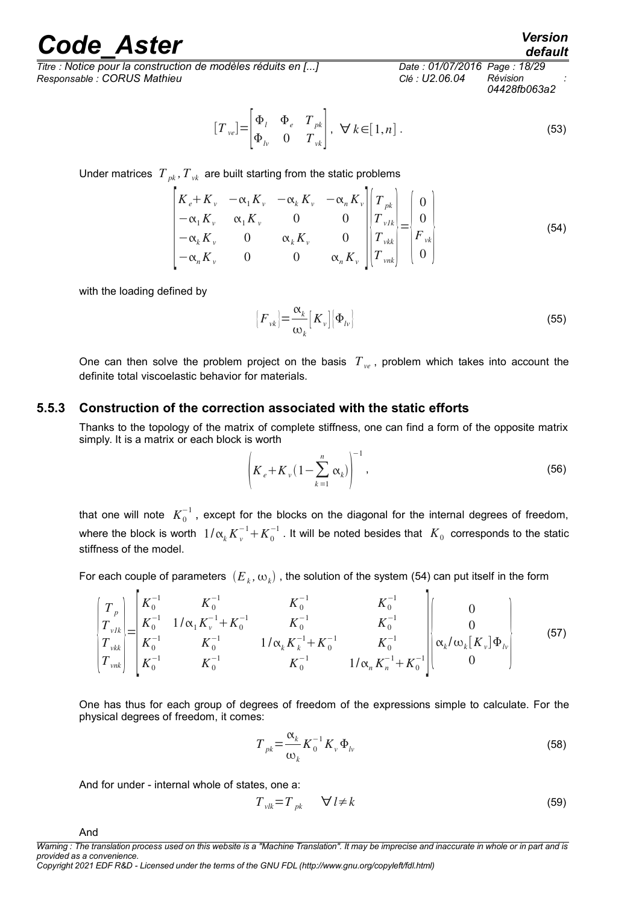$$[T_{ve}]=\begin{bmatrix}\Phi_l & \Phi_e & T_{pk}\\ \Phi_{lv} & 0 & T_{vk}\end{bmatrix},\ \forall k\in[1,n]\,. \tag{53}$$

Under matrices $T_{pk}, T_{vk}$ are built starting from the static problems

$$\begin{bmatrix}K_e+K_v & -\alpha_1 K_v & -\alpha_k K_v & -\alpha_n K_v\\ -\alpha_1 K_v & \alpha_1 K_v & 0 & 0\\ -\alpha_k K_v & 0 & \alpha_k K_v & 0\\ -\alpha_n K_v & 0 & 0 & \alpha_n K_v\end{bmatrix}\begin{Bmatrix}T_{pk}\\ T_{v1k}\\ T_{vkk}\\ T_{vnk}\end{Bmatrix}=\begin{Bmatrix}0\\ 0\\ F_{vk}\\ 0\end{Bmatrix} \tag{54}$$

with the loading defined by

$$\{F_{vk}\}=\frac{\alpha_k}{\omega_k}[K_v]\{\Phi_{lv}\} \tag{55}$$

One can then solve the problem project on the basis $T_{ve}$, problem which takes into account the definite total viscoelastic behavior for materials.

### 5.5.3 Construction of the correction associated with the static efforts

Thanks to the topology of the matrix of complete stiffness, one can find a form of the opposite matrix simply. It is a matrix or each block is worth

$$\left(K_e+K_v(1-\sum_{k=1}^{n}\alpha_k)\right)^{-1}, \tag{56}$$

that one will note $K_0^{-1}$, except for the blocks on the diagonal for the internal degrees of freedom, where the block is worth $1/\alpha_k K_v^{-1}+K_0^{-1}$. It will be noted besides that $K_0$ corresponds to the static stiffness of the model.

For each couple of parameters $(E_k,\omega_k)$, the solution of the system (54) can put itself in the form

$$\begin{Bmatrix}T_p\\ T_{v1k}\\ T_{vkk}\\ T_{vnk}\end{Bmatrix}=\begin{bmatrix}K_0^{-1} & K_0^{-1} & K_0^{-1} & K_0^{-1}\\ K_0^{-1} & 1/\alpha_1 K_v^{-1}+K_0^{-1} & K_0^{-1} & K_0^{-1}\\ K_0^{-1} & K_0^{-1} & 1/\alpha_k K_k^{-1}+K_0^{-1} & K_0^{-1}\\ K_0^{-1} & K_0^{-1} & K_0^{-1} & 1/\alpha_n K_n^{-1}+K_0^{-1}\end{bmatrix}\begin{Bmatrix}0\\ 0\\ \alpha_k/\omega_k[K_v]\Phi_{lv}\\ 0\end{Bmatrix} \tag{57}$$

One has thus for each group of degrees of freedom of the expressions simple to calculate. For the physical degrees of freedom, it comes:

$$T_{pk}=\frac{\alpha_k}{\omega_k}K_0^{-1}K_v\Phi_{lv} \tag{58}$$

And for under - internal whole of states, one a:

$$T_{vlk}=T_{pk}\quad \forall l\neq k \tag{59}$$

And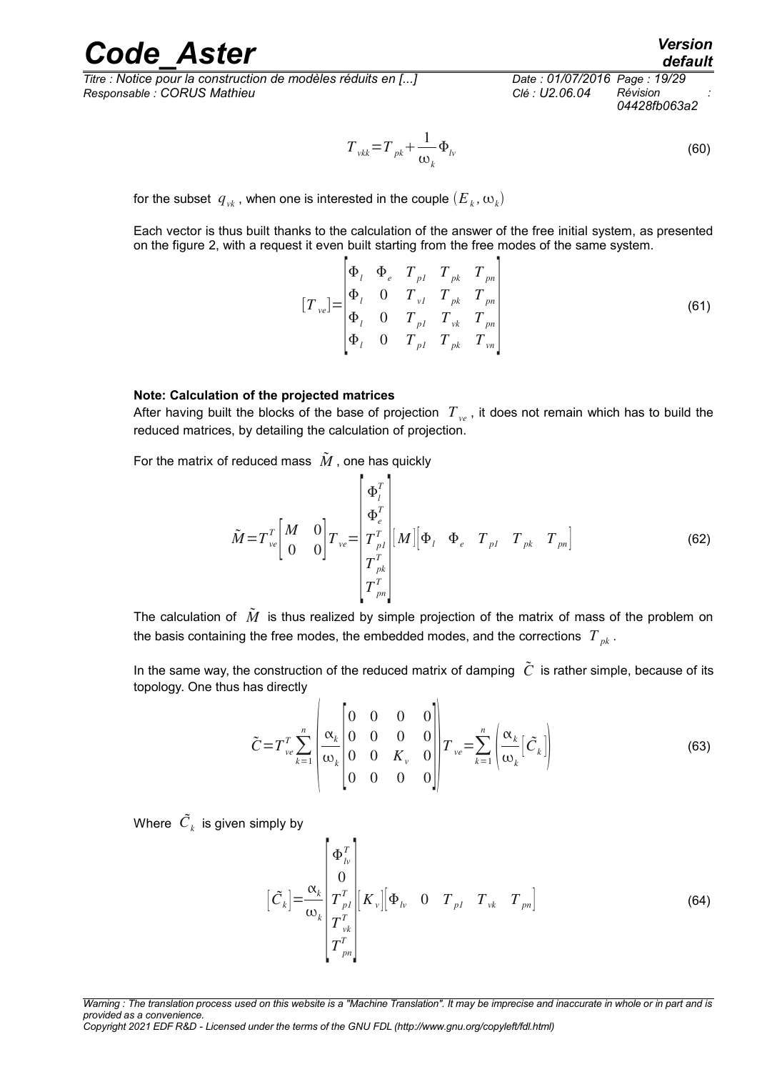$$T_{vkk}=T_{pk}+\frac{1}{\omega_k}\Phi_{lv} \quad (60)$$

for the subset $q_{vk}$, when one is interested in the couple $(E_k, \omega_k)$

Each vector is thus built thanks to the calculation of the answer of the free initial system, as presented on the figure 2, with a request it even built starting from the free modes of the same system.

$$[T_{ve}]=\begin{bmatrix}\Phi_l & \Phi_e & T_{p1} & T_{pk} & T_{pn}\\ \Phi_l & 0 & T_{v1} & T_{pk} & T_{pn}\\ \Phi_l & 0 & T_{p1} & T_{vk} & T_{pn}\\ \Phi_l & 0 & T_{p1} & T_{pk} & T_{vn}\end{bmatrix} \quad (61)$$

**Note: Calculation of the projected matrices**

After having built the blocks of the base of projection $T_{ve}$, it does not remain which has to build the reduced matrices, by detailing the calculation of projection.

For the matrix of reduced mass $\tilde{M}$, one has quickly

$$\tilde{M}=T_{ve}^T\begin{bmatrix}M & 0\\ 0 & 0\end{bmatrix}T_{ve}=\begin{bmatrix}\Phi_l^T\\ \Phi_e^T\\ T_{p1}^T\\ T_{pk}^T\\ T_{pn}^T\end{bmatrix}[M]\begin{bmatrix}\Phi_l & \Phi_e & T_{p1} & T_{pk} & T_{pn}\end{bmatrix} \quad (62)$$

The calculation of $\tilde{M}$ is thus realized by simple projection of the matrix of mass of the problem on the basis containing the free modes, the embedded modes, and the corrections $T_{pk}$.

In the same way, the construction of the reduced matrix of damping $\tilde{C}$ is rather simple, because of its topology. One thus has directly

$$\tilde{C}=T_{ve}^T\sum_{k=1}^{n}\left(\frac{\alpha_k}{\omega_k}\begin{bmatrix}0 & 0 & 0 & 0\\ 0 & 0 & 0 & 0\\ 0 & 0 & K_v & 0\\ 0 & 0 & 0 & 0\end{bmatrix}\right)T_{ve}=\sum_{k=1}^{n}\left(\frac{\alpha_k}{\omega_k}[\tilde{C}_k]\right) \quad (63)$$

Where $\tilde{C}_k$ is given simply by

$$[\tilde{C}_k]=\frac{\alpha_k}{\omega_k}\begin{bmatrix}\Phi_{lv}^T\\ 0\\ T_{p1}^T\\ T_{vk}^T\\ T_{pn}^T\end{bmatrix}[K_v]\begin{bmatrix}\Phi_{lv} & 0 & T_{p1} & T_{vk} & T_{pn}\end{bmatrix} \quad (64)$$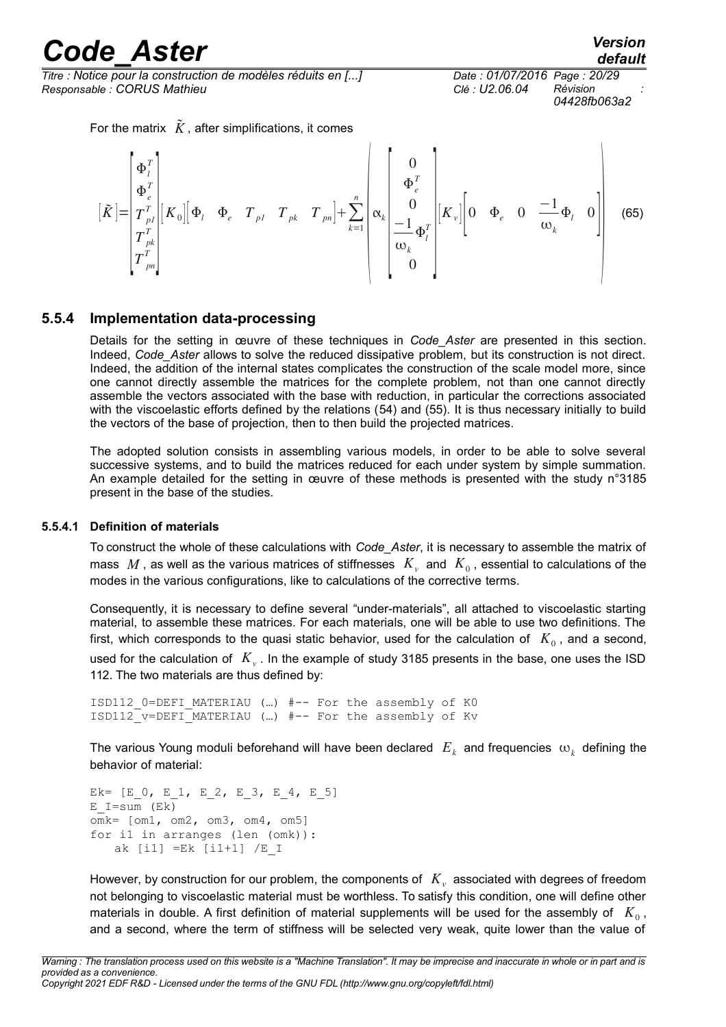For the matrix $\tilde{K}$, after simplifications, it comes

$$[\tilde{K}] = \begin{bmatrix} \Phi_l^T \\ \Phi_e^T \\ T_{p1}^T \\ T_{pk}^T \\ T_{pn}^T \end{bmatrix} [K_0] [\Phi_l \quad \Phi_e \quad T_{p1} \quad T_{pk} \quad T_{pn}] + \sum_{k=1}^{n} \left( \alpha_k \begin{bmatrix} 0 \\ \Phi_e^T \\ 0 \\ \frac{-1}{\omega_k} \Phi_l^T \\ 0 \end{bmatrix} [K_v] \begin{bmatrix} 0 & \Phi_e & 0 & \frac{-1}{\omega_k} \Phi_l & 0 \end{bmatrix} \right) \quad (65)$$

### 5.5.4 Implementation data-processing

Details for the setting in œuvre of these techniques in *Code_Aster* are presented in this section. Indeed, *Code_Aster* allows to solve the reduced dissipative problem, but its construction is not direct. Indeed, the addition of the internal states complicates the construction of the scale model more, since one cannot directly assemble the matrices for the complete problem, not than one cannot directly assemble the vectors associated with the base with reduction, in particular the corrections associated with the viscoelastic efforts defined by the relations (54) and (55). It is thus necessary initially to build the vectors of the base of projection, then to then build the projected matrices.

The adopted solution consists in assembling various models, in order to be able to solve several successive systems, and to build the matrices reduced for each under system by simple summation. An example detailed for the setting in œuvre of these methods is presented with the study n°3185 present in the base of the studies.

#### 5.5.4.1 Definition of materials

To construct the whole of these calculations with *Code_Aster*, it is necessary to assemble the matrix of mass $M$, as well as the various matrices of stiffnesses $K_v$ and $K_0$, essential to calculations of the modes in the various configurations, like to calculations of the corrective terms.

Consequently, it is necessary to define several "under-materials", all attached to viscoelastic starting material, to assemble these matrices. For each materials, one will be able to use two definitions. The first, which corresponds to the quasi static behavior, used for the calculation of $K_0$, and a second, used for the calculation of $K_v$. In the example of study 3185 presents in the base, one uses the ISD 112. The two materials are thus defined by:

```
ISD112_0=DEFI_MATERIAU (…) #-- For the assembly of K0
ISD112_v=DEFI_MATERIAU (…) #-- For the assembly of Kv
```

The various Young moduli beforehand will have been declared $E_k$ and frequencies $\omega_k$ defining the behavior of material:

```
Ek= [E_0, E_1, E_2, E_3, E_4, E_5]
E_I=sum (Ek)
omk= [om1, om2, om3, om4, om5]
for i1 in arranges (len (omk)):
    ak [i1] =Ek [i1+1] /E_I
```

However, by construction for our problem, the components of $K_v$ associated with degrees of freedom not belonging to viscoelastic material must be worthless. To satisfy this condition, one will define other materials in double. A first definition of material supplements will be used for the assembly of $K_0$, and a second, where the term of stiffness will be selected very weak, quite lower than the value of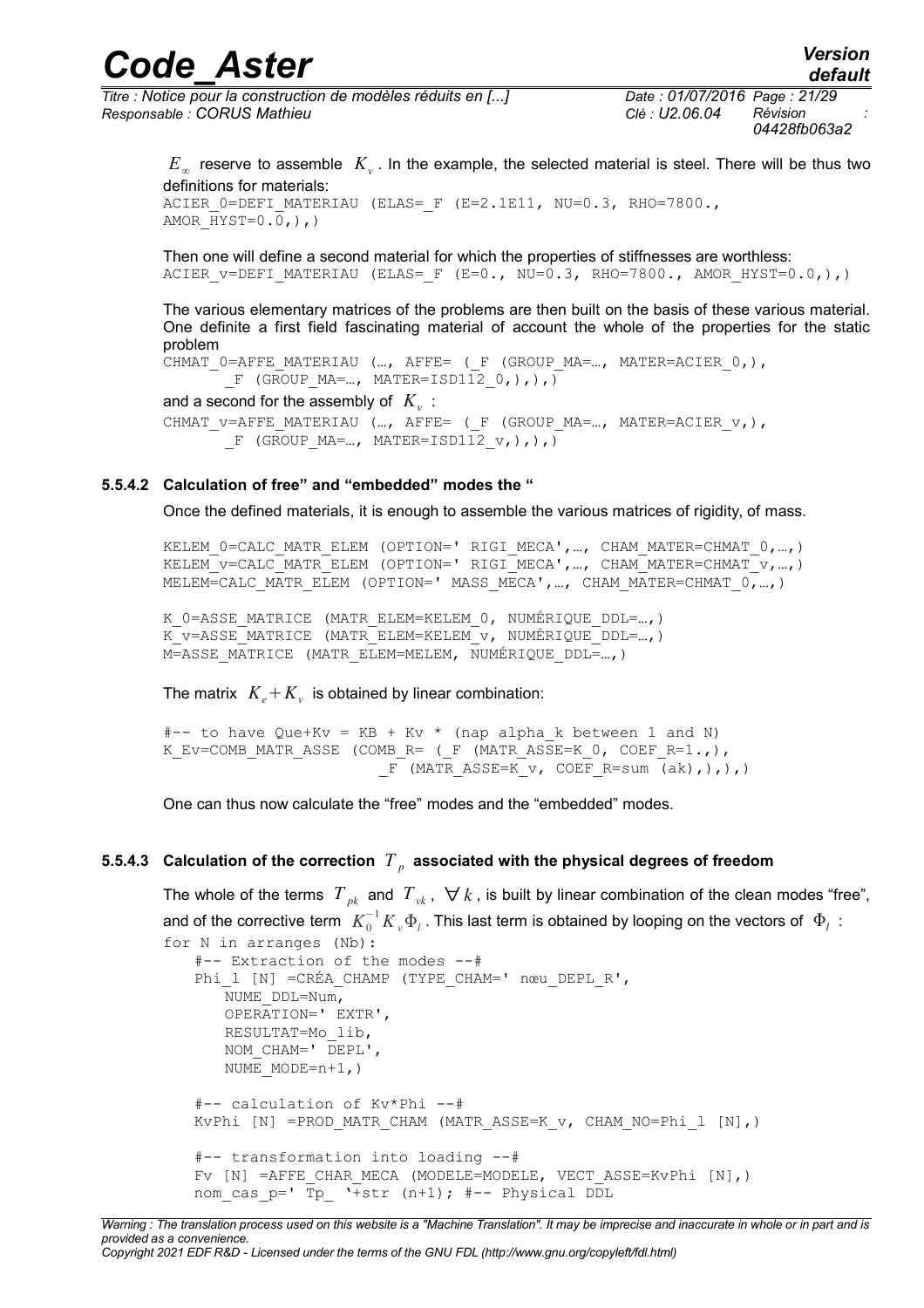$E_\infty$ reserve to assemble $K_v$. In the example, the selected material is steel. There will be thus two definitions for materials:

```
ACIER_0=DEFI_MATERIAU (ELAS=_F (E=2.1E11, NU=0.3, RHO=7800.,
AMOR_HYST=0.0,),)
```

Then one will define a second material for which the properties of stiffnesses are worthless:

```
ACIER_v=DEFI_MATERIAU (ELAS=_F (E=0., NU=0.3, RHO=7800., AMOR_HYST=0.0,),)
```

The various elementary matrices of the problems are then built on the basis of these various material. One definite a first field fascinating material of account the whole of the properties for the static problem

```
CHMAT_0=AFFE_MATERIAU (…, AFFE= (_F (GROUP_MA=…, MATER=ACIER_0,),
       _F (GROUP_MA=…, MATER=ISD112_0,),),)
```

and a second for the assembly of $K_v$ :

```
CHMAT_v=AFFE_MATERIAU (…, AFFE= (_F (GROUP_MA=…, MATER=ACIER_v,),
       _F (GROUP_MA=…, MATER=ISD112_v,),),)
```

#### 5.5.4.2 Calculation of free" and "embedded" modes the "

Once the defined materials, it is enough to assemble the various matrices of rigidity, of mass.

```
KELEM_0=CALC_MATR_ELEM (OPTION=' RIGI_MECA',…, CHAM_MATER=CHMAT_0,…,)
KELEM_v=CALC_MATR_ELEM (OPTION=' RIGI_MECA',…, CHAM_MATER=CHMAT_v,…,)
MELEM=CALC_MATR_ELEM (OPTION=' MASS_MECA',…, CHAM_MATER=CHMAT_0,…,)

K_0=ASSE_MATRICE (MATR_ELEM=KELEM_0, NUMÉRIQUE_DDL=…,)
K_v=ASSE_MATRICE (MATR_ELEM=KELEM_v, NUMÉRIQUE_DDL=…,)
M=ASSE_MATRICE (MATR_ELEM=MELEM, NUMÉRIQUE_DDL=…,)
```

The matrix $K_e+K_v$ is obtained by linear combination:

```
#-- to have Que+Kv = KB + Kv * (nap alpha_k between 1 and N)
K_Ev=COMB_MATR_ASSE (COMB_R= (_F (MATR_ASSE=K_0, COEF_R=1.,),
                         _F (MATR_ASSE=K_v, COEF_R=sum (ak),),),)
```

One can thus now calculate the "free" modes and the "embedded" modes.

#### 5.5.4.3 Calculation of the correction $T_p$ associated with the physical degrees of freedom

The whole of the terms $T_{pk}$ and $T_{vk}$, $\forall k$, is built by linear combination of the clean modes "free", and of the corrective term $K_0^{-1} K_v \Phi_l$. This last term is obtained by looping on the vectors of $\Phi_l$ :

```
for N in arranges (Nb):
   #-- Extraction of the modes --#
   Phi_l [N] =CRÉA_CHAMP (TYPE_CHAM=' nœu_DEPL_R',
      NUME_DDL=Num,
      OPERATION=' EXTR',
      RESULTAT=Mo_lib,
      NOM_CHAM=' DEPL',
      NUME_MODE=n+1,)

   #-- calculation of Kv*Phi --#
   KvPhi [N] =PROD_MATR_CHAM (MATR_ASSE=K_v, CHAM_NO=Phi_l [N],)

   #-- transformation into loading --#
   Fv [N] =AFFE_CHAR_MECA (MODELE=MODELE, VECT_ASSE=KvPhi [N],)
   nom_cas_p=' Tp_ '+str (n+1); #-- Physical DDL
```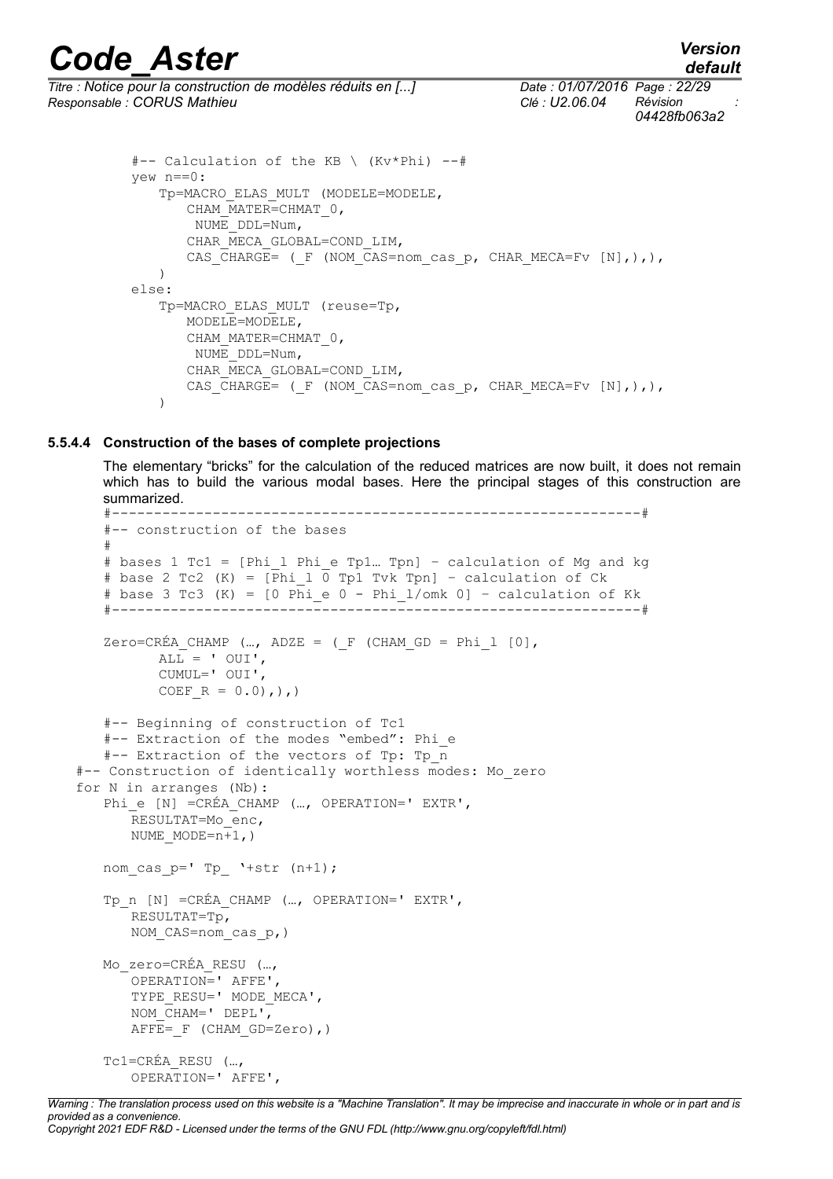```
        #-- Calculation of the KB \ (Kv*Phi) --#
        yew n==0:
           Tp=MACRO_ELAS_MULT (MODELE=MODELE,
               CHAM_MATER=CHMAT_0,
                NUME_DDL=Num,
               CHAR_MECA_GLOBAL=COND_LIM,
               CAS_CHARGE= (_F (NOM_CAS=nom_cas_p, CHAR_MECA=Fv [N],),),
           )
        else:
           Tp=MACRO_ELAS_MULT (reuse=Tp,
               MODELE=MODELE,
               CHAM_MATER=CHMAT_0,
                NUME_DDL=Num,
               CHAR_MECA_GLOBAL=COND_LIM,
               CAS_CHARGE= (_F (NOM_CAS=nom_cas_p, CHAR_MECA=Fv [N],),),
           )
```

#### 5.5.4.4 Construction of the bases of complete projections

The elementary "bricks" for the calculation of the reduced matrices are now built, it does not remain which has to build the various modal bases. Here the principal stages of this construction are summarized.

```
    #---------------------------------------------------------------#
    #-- construction of the bases
    #
    # bases 1 Tc1 = [Phi_l Phi_e Tp1… Tpn] – calculation of Mg and kg
    # base 2 Tc2 (K) = [Phi_l 0 Tp1 Tvk Tpn] – calculation of Ck
    # base 3 Tc3 (K) = [0 Phi_e 0 - Phi_l/omk 0] – calculation of Kk
    #---------------------------------------------------------------#

    Zero=CRÉA_CHAMP (…, ADZE = (_F (CHAM_GD = Phi_l [0],
           ALL = ' OUI',
           CUMUL=' OUI',
           COEF_R = 0.0),),)

    #-- Beginning of construction of Tc1
    #-- Extraction of the modes "embed": Phi_e
    #-- Extraction of the vectors of Tp: Tp_n
  #-- Construction of identically worthless modes: Mo_zero
  for N in arranges (Nb):
     Phi_e [N] =CRÉA_CHAMP (…, OPERATION=' EXTR',
        RESULTAT=Mo_enc,
        NUME_MODE=n+1,)

     nom_cas_p=' Tp_ '+str (n+1);

     Tp_n [N] =CRÉA_CHAMP (…, OPERATION=' EXTR',
        RESULTAT=Tp,
        NOM_CAS=nom_cas_p,)

     Mo_zero=CRÉA_RESU (…,
        OPERATION=' AFFE',
        TYPE_RESU=' MODE_MECA',
        NOM_CHAM=' DEPL',
        AFFE=_F (CHAM_GD=Zero),)

     Tc1=CRÉA_RESU (…,
        OPERATION=' AFFE',
```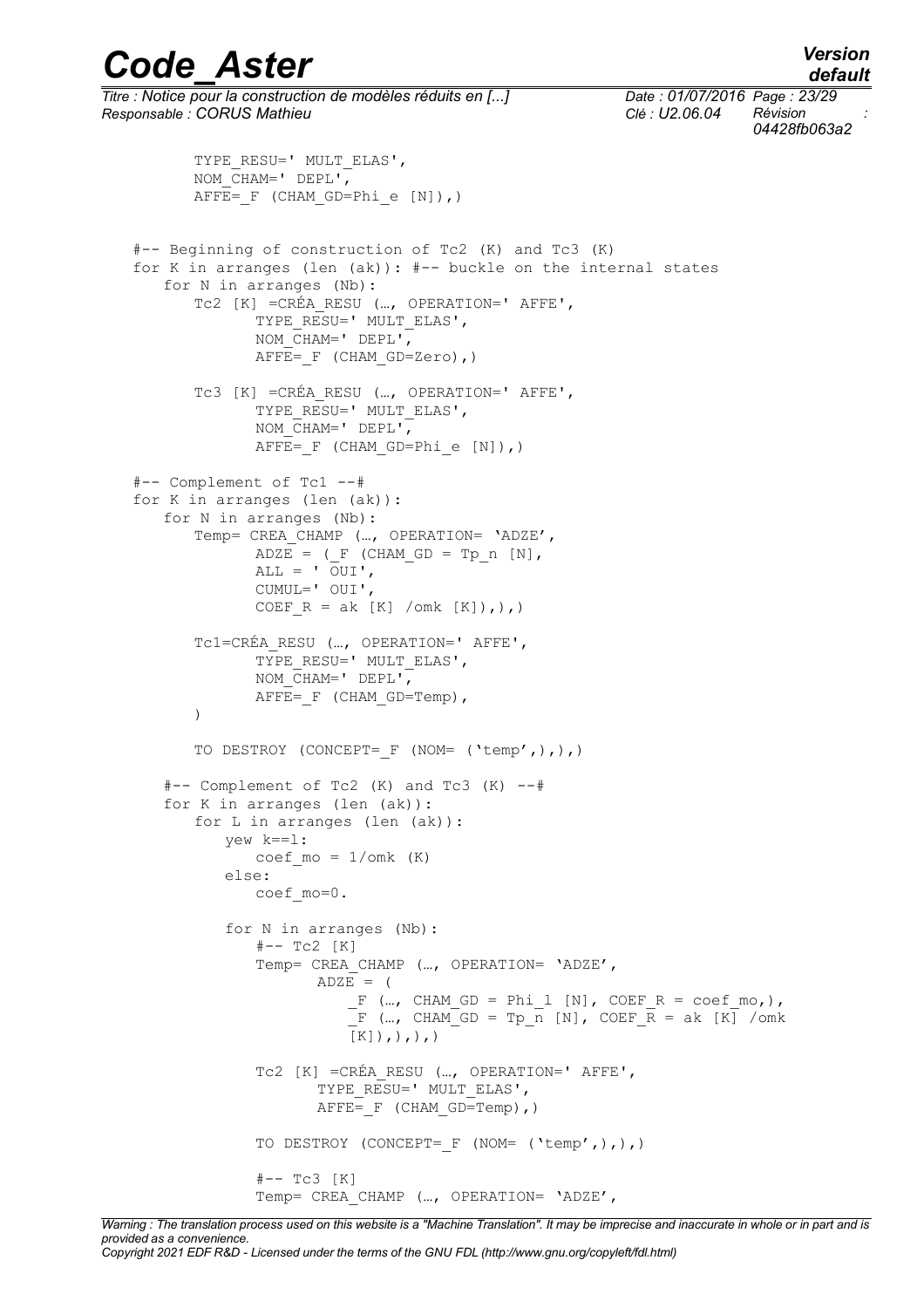```
        TYPE_RESU=' MULT_ELAS',
        NOM_CHAM=' DEPL',
        AFFE=_F (CHAM_GD=Phi_e [N]),)


#-- Beginning of construction of Tc2 (K) and Tc3 (K)
for K in arranges (len (ak)): #-- buckle on the internal states
    for N in arranges (Nb):
        Tc2 [K] =CRÉA_RESU (…, OPERATION=' AFFE',
                TYPE_RESU=' MULT_ELAS',
                NOM_CHAM=' DEPL',
                AFFE=_F (CHAM_GD=Zero),)

        Tc3 [K] =CRÉA_RESU (…, OPERATION=' AFFE',
                TYPE_RESU=' MULT_ELAS',
                NOM_CHAM=' DEPL',
                AFFE=_F (CHAM_GD=Phi_e [N]),)

#-- Complement of Tc1 --#
for K in arranges (len (ak)):
    for N in arranges (Nb):
        Temp= CREA_CHAMP (…, OPERATION= 'ADZE',
                ADZE = (_F (CHAM_GD = Tp_n [N],
                ALL = ' OUI',
                CUMUL=' OUI',
                COEF_R = ak [K] /omk [K]),),)

        Tc1=CRÉA_RESU (…, OPERATION=' AFFE',
                TYPE_RESU=' MULT_ELAS',
                NOM_CHAM=' DEPL',
                AFFE=_F (CHAM_GD=Temp),
        )

        TO DESTROY (CONCEPT=_F (NOM= ('temp',),),)

    #-- Complement of Tc2 (K) and Tc3 (K) --#
    for K in arranges (len (ak)):
        for L in arranges (len (ak)):
            yew k==l:
                coef_mo = 1/omk (K)
            else:
                coef_mo=0.

            for N in arranges (Nb):
                #-- Tc2 [K]
                Temp= CREA_CHAMP (…, OPERATION= 'ADZE',
                        ADZE = (
                            _F (…, CHAM_GD = Phi_l [N], COEF_R = coef_mo,),
                            _F (…, CHAM_GD = Tp_n [N], COEF_R = ak [K] /omk
                            [K]),),),)

                Tc2 [K] =CRÉA_RESU (…, OPERATION=' AFFE',
                        TYPE_RESU=' MULT_ELAS',
                        AFFE=_F (CHAM_GD=Temp),)

                TO DESTROY (CONCEPT=_F (NOM= ('temp',),),)

                #-- Tc3 [K]
                Temp= CREA_CHAMP (…, OPERATION= 'ADZE',
```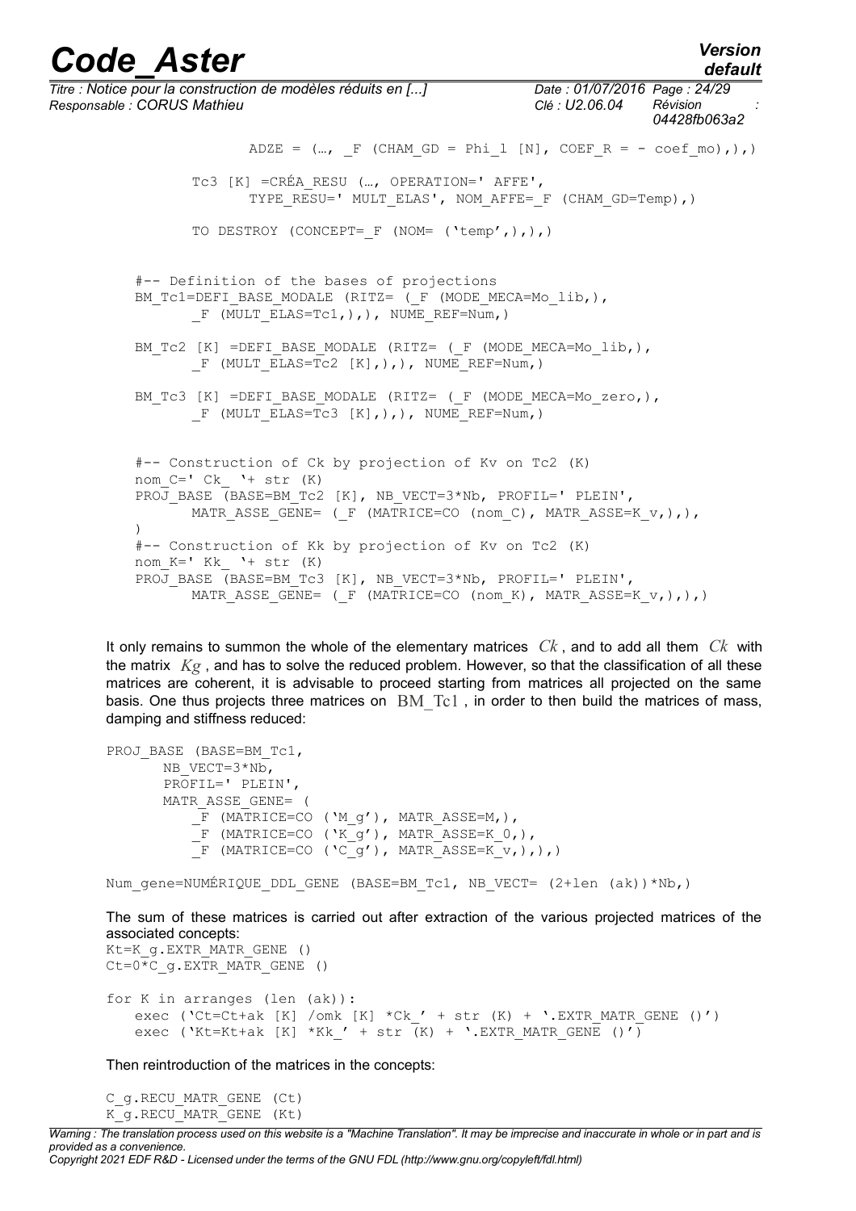```
            ADZE = (…, _F (CHAM_GD = Phi_l [N], COEF_R = - coef_mo),),)

        Tc3 [K] =CRÉA_RESU (…, OPERATION=' AFFE',
              TYPE_RESU=' MULT_ELAS', NOM_AFFE=_F (CHAM_GD=Temp),)

        TO DESTROY (CONCEPT=_F (NOM= ('temp',),),)


    #-- Definition of the bases of projections
    BM_Tc1=DEFI_BASE_MODALE (RITZ= (_F (MODE_MECA=Mo_lib,),
          _F (MULT_ELAS=Tc1,),), NUME_REF=Num,)

    BM_Tc2 [K] =DEFI_BASE_MODALE (RITZ= (_F (MODE_MECA=Mo_lib,),
          _F (MULT_ELAS=Tc2 [K],),), NUME_REF=Num,)

    BM_Tc3 [K] =DEFI_BASE_MODALE (RITZ= (_F (MODE_MECA=Mo_zero,),
          _F (MULT_ELAS=Tc3 [K],),), NUME_REF=Num,)


    #-- Construction of Ck by projection of Kv on Tc2 (K)
    nom_C=' Ck_ '+ str (K)
    PROJ_BASE (BASE=BM_Tc2 [K], NB_VECT=3*Nb, PROFIL=' PLEIN',
          MATR_ASSE_GENE= (_F (MATRICE=CO (nom_C), MATR_ASSE=K_v,),),
    )
    #-- Construction of Kk by projection of Kv on Tc2 (K)
    nom_K=' Kk_ '+ str (K)
    PROJ_BASE (BASE=BM_Tc3 [K], NB_VECT=3*Nb, PROFIL=' PLEIN',
          MATR_ASSE_GENE= (_F (MATRICE=CO (nom_K), MATR_ASSE=K_v,),),)
```

It only remains to summon the whole of the elementary matrices $Ck$, and to add all them $Ck$ with the matrix $Kg$, and has to solve the reduced problem. However, so that the classification of all these matrices are coherent, it is advisable to proceed starting from matrices all projected on the same basis. One thus projects three matrices on BM_Tc1, in order to then build the matrices of mass, damping and stiffness reduced:

```
PROJ_BASE (BASE=BM_Tc1,
      NB_VECT=3*Nb,
      PROFIL=' PLEIN',
      MATR_ASSE_GENE= (
          _F (MATRICE=CO ('M_g'), MATR_ASSE=M,),
          _F (MATRICE=CO ('K_g'), MATR_ASSE=K_0,),
          _F (MATRICE=CO ('C_g'), MATR_ASSE=K_v,),),)

Num_gene=NUMÉRIQUE_DDL_GENE (BASE=BM_Tc1, NB_VECT= (2+len (ak))*Nb,)
```

The sum of these matrices is carried out after extraction of the various projected matrices of the associated concepts:

```
Kt=K_g.EXTR_MATR_GENE ()
Ct=0*C_g.EXTR_MATR_GENE ()

for K in arranges (len (ak)):
   exec ('Ct=Ct+ak [K] /omk [K] *Ck_' + str (K) + '.EXTR_MATR_GENE ()')
   exec ('Kt=Kt+ak [K] *Kk_' + str (K) + '.EXTR_MATR_GENE ()')
```

Then reintroduction of the matrices in the concepts:

```
C_g.RECU_MATR_GENE (Ct)
K_g.RECU_MATR_GENE (Kt)
```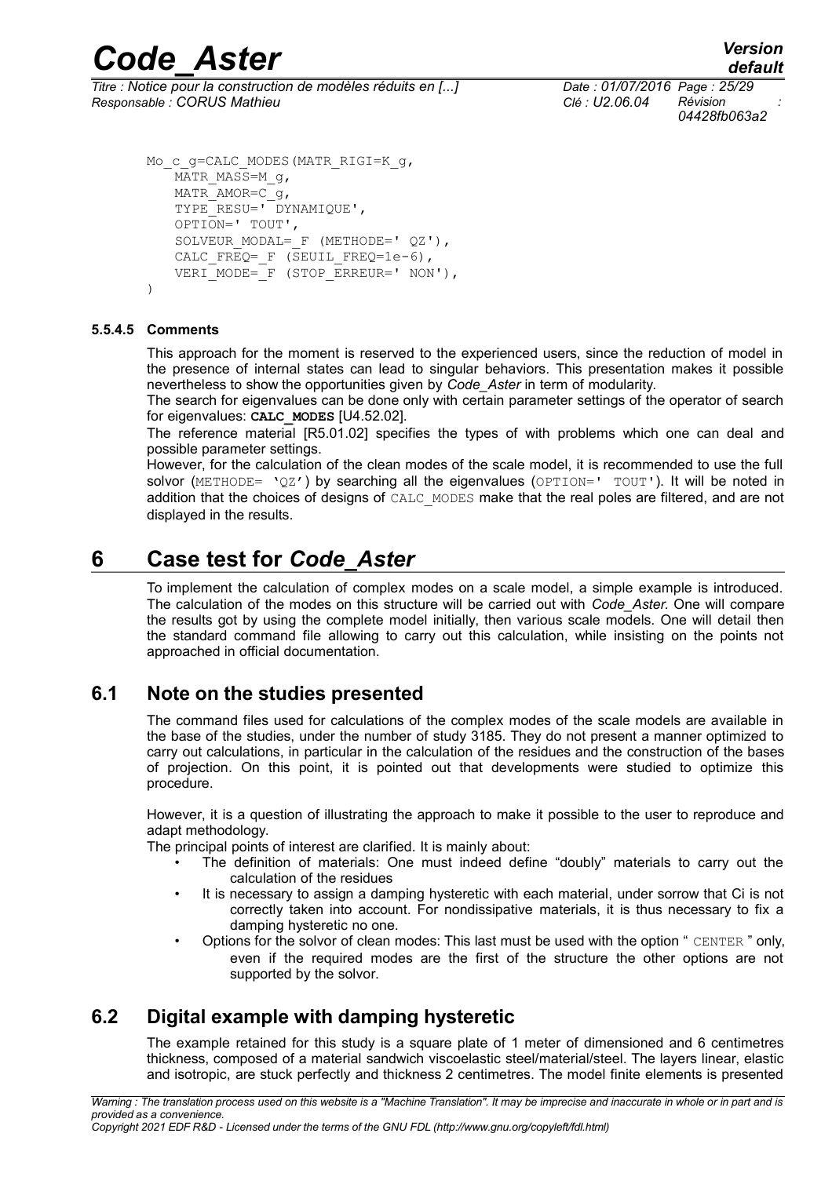```
Mo_c_g=CALC_MODES(MATR_RIGI=K_g,
   MATR_MASS=M_g,
   MATR_AMOR=C_g,
   TYPE_RESU=' DYNAMIQUE',
   OPTION=' TOUT',
   SOLVEUR_MODAL=_F (METHODE=' QZ'),
   CALC_FREQ=_F (SEUIL_FREQ=1e-6),
   VERI_MODE=_F (STOP_ERREUR=' NON'),
)
```

#### 5.5.4.5 Comments

This approach for the moment is reserved to the experienced users, since the reduction of model in the presence of internal states can lead to singular behaviors. This presentation makes it possible nevertheless to show the opportunities given by *Code_Aster* in term of modularity.

The search for eigenvalues can be done only with certain parameter settings of the operator of search for eigenvalues: **CALC_MODES** [U4.52.02].

The reference material [R5.01.02] specifies the types of with problems which one can deal and possible parameter settings.

However, for the calculation of the clean modes of the scale model, it is recommended to use the full solvor (METHODE= 'QZ') by searching all the eigenvalues (OPTION=' TOUT'). It will be noted in addition that the choices of designs of CALC_MODES make that the real poles are filtered, and are not displayed in the results.

# 6 Case test for *Code_Aster*

To implement the calculation of complex modes on a scale model, a simple example is introduced. The calculation of the modes on this structure will be carried out with *Code_Aster*. One will compare the results got by using the complete model initially, then various scale models. One will detail then the standard command file allowing to carry out this calculation, while insisting on the points not approached in official documentation.

## 6.1 Note on the studies presented

The command files used for calculations of the complex modes of the scale models are available in the base of the studies, under the number of study 3185. They do not present a manner optimized to carry out calculations, in particular in the calculation of the residues and the construction of the bases of projection. On this point, it is pointed out that developments were studied to optimize this procedure.

However, it is a question of illustrating the approach to make it possible to the user to reproduce and adapt methodology.

The principal points of interest are clarified. It is mainly about:

- The definition of materials: One must indeed define "doubly" materials to carry out the calculation of the residues
- It is necessary to assign a damping hysteretic with each material, under sorrow that Ci is not correctly taken into account. For nondissipative materials, it is thus necessary to fix a damping hysteretic no one.
- Options for the solvor of clean modes: This last must be used with the option " CENTER " only, even if the required modes are the first of the structure the other options are not supported by the solvor.

## 6.2 Digital example with damping hysteretic

The example retained for this study is a square plate of 1 meter of dimensioned and 6 centimetres thickness, composed of a material sandwich viscoelastic steel/material/steel. The layers linear, elastic and isotropic, are stuck perfectly and thickness 2 centimetres. The model finite elements is presented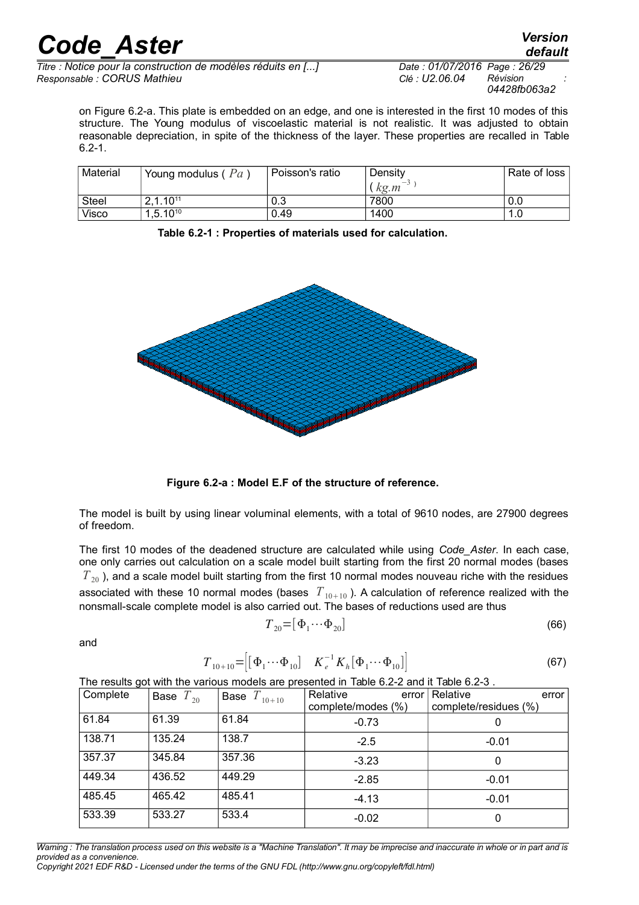on Figure 6.2-a. This plate is embedded on an edge, and one is interested in the first 10 modes of this structure. The Young modulus of viscoelastic material is not realistic. It was adjusted to obtain reasonable depreciation, in spite of the thickness of the layer. These properties are recalled in Table 6.2-1.

| Material | Young modulus ( $Pa$ ) | Poisson's ratio | Density ( $kg.m^{-3}$ ) | Rate of loss |
|---|---|---|---|---|
| Steel | $2,1.10^{11}$ | 0.3 | 7800 | 0.0 |
| Visco | $1,5.10^{10}$ | 0.49 | 1400 | 1.0 |

**Table 6.2-1 : Properties of materials used for calculation.**

**Figure 6.2-a : Model E.F of the structure of reference.**

The model is built by using linear voluminal elements, with a total of 9610 nodes, are 27900 degrees of freedom.

The first 10 modes of the deadened structure are calculated while using *Code_Aster*. In each case, one only carries out calculation on a scale model built starting from the first 20 normal modes (bases $T_{20}$ ), and a scale model built starting from the first 10 normal modes nouveau riche with the residues associated with these 10 normal modes (bases $T_{10+10}$ ). A calculation of reference realized with the nonsmall-scale complete model is also carried out. The bases of reductions used are thus

$$T_{20}=[\Phi_1 \cdots \Phi_{20}] \tag{66}$$

and

$$T_{10+10}=\left[[\Phi_1 \cdots \Phi_{10}] \quad K_e^{-1} K_h [\Phi_1 \cdots \Phi_{10}]\right] \tag{67}$$

The results got with the various models are presented in Table 6.2-2 and it Table 6.2-3 .

| Complete | Base $T_{20}$ | Base $T_{10+10}$ | Relative error complete/modes (%) | Relative error complete/residues (%) |
|---|---|---|---|---|
| 61.84 | 61.39 | 61.84 | -0.73 | 0 |
| 138.71 | 135.24 | 138.7 | -2.5 | -0.01 |
| 357.37 | 345.84 | 357.36 | -3.23 | 0 |
| 449.34 | 436.52 | 449.29 | -2.85 | -0.01 |
| 485.45 | 465.42 | 485.41 | -4.13 | -0.01 |
| 533.39 | 533.27 | 533.4 | -0.02 | 0 |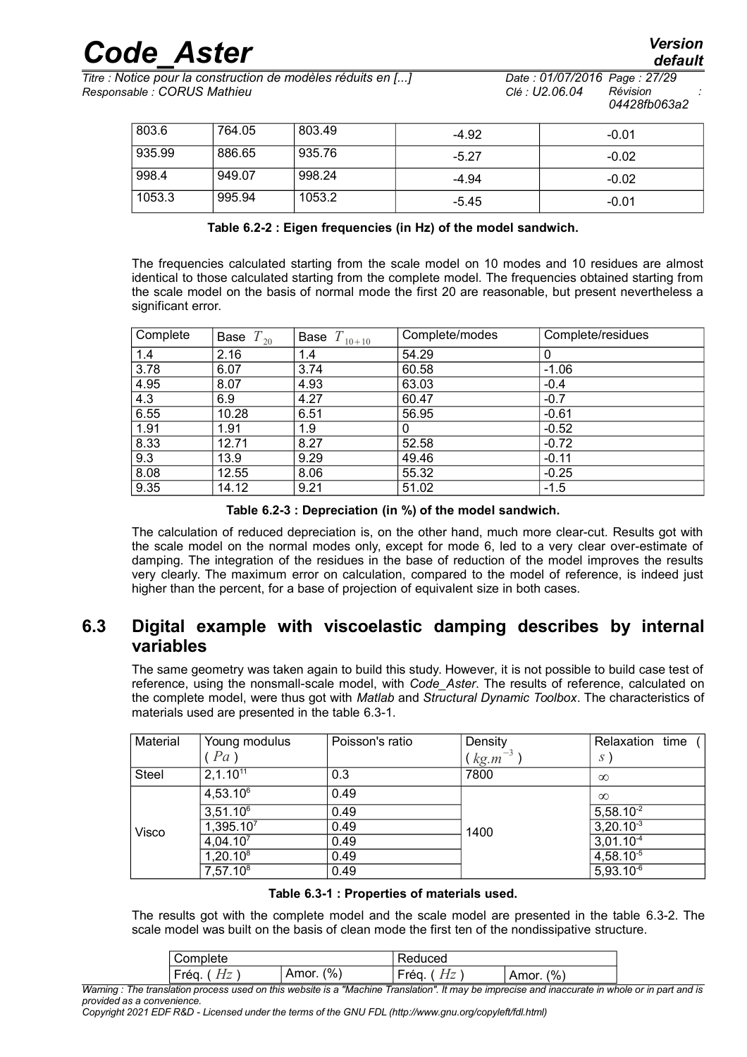| 803.6 | 764.05 | 803.49 | -4.92 | -0.01 |
|---|---|---|---|---|
| 935.99 | 886.65 | 935.76 | -5.27 | -0.02 |
| 998.4 | 949.07 | 998.24 | -4.94 | -0.02 |
| 1053.3 | 995.94 | 1053.2 | -5.45 | -0.01 |

**Table 6.2-2 : Eigen frequencies (in Hz) of the model sandwich.**

The frequencies calculated starting from the scale model on 10 modes and 10 residues are almost identical to those calculated starting from the complete model. The frequencies obtained starting from the scale model on the basis of normal mode the first 20 are reasonable, but present nevertheless a significant error.

| Complete | Base $T_{20}$ | Base $T_{10+10}$ | Complete/modes | Complete/residues |
|---|---|---|---|---|
| 1.4 | 2.16 | 1.4 | 54.29 | 0 |
| 3.78 | 6.07 | 3.74 | 60.58 | -1.06 |
| 4.95 | 8.07 | 4.93 | 63.03 | -0.4 |
| 4.3 | 6.9 | 4.27 | 60.47 | -0.7 |
| 6.55 | 10.28 | 6.51 | 56.95 | -0.61 |
| 1.91 | 1.91 | 1.9 | 0 | -0.52 |
| 8.33 | 12.71 | 8.27 | 52.58 | -0.72 |
| 9.3 | 13.9 | 9.29 | 49.46 | -0.11 |
| 8.08 | 12.55 | 8.06 | 55.32 | -0.25 |
| 9.35 | 14.12 | 9.21 | 51.02 | -1.5 |

**Table 6.2-3 : Depreciation (in %) of the model sandwich.**

The calculation of reduced depreciation is, on the other hand, much more clear-cut. Results got with the scale model on the normal modes only, except for mode 6, led to a very clear over-estimate of damping. The integration of the residues in the base of reduction of the model improves the results very clearly. The maximum error on calculation, compared to the model of reference, is indeed just higher than the percent, for a base of projection of equivalent size in both cases.

## 6.3 Digital example with viscoelastic damping describes by internal variables

The same geometry was taken again to build this study. However, it is not possible to build case test of reference, using the nonsmall-scale model, with *Code_Aster*. The results of reference, calculated on the complete model, were thus got with *Matlab* and *Structural Dynamic Toolbox*. The characteristics of materials used are presented in the table 6.3-1.

| Material | Young modulus ($Pa$) | Poisson's ratio | Density ($kg.m^{-3}$) | Relaxation time ($s$) |
|---|---|---|---|---|
| Steel | $2,1.10^{11}$ | 0.3 | 7800 | $\infty$ |
| Visco | $4,53.10^{6}$ | 0.49 | 1400 | $\infty$ |
| | $3,51.10^{6}$ | 0.49 | | $5,58.10^{-2}$ |
| | $1,395.10^{7}$ | 0.49 | | $3,20.10^{-3}$ |
| | $4,04.10^{7}$ | 0.49 | | $3,01.10^{-4}$ |
| | $1,20.10^{8}$ | 0.49 | | $4,58.10^{-5}$ |
| | $7,57.10^{8}$ | 0.49 | | $5,93.10^{-6}$ |

**Table 6.3-1 : Properties of materials used.**

The results got with the complete model and the scale model are presented in the table 6.3-2. The scale model was built on the basis of clean mode the first ten of the nondissipative structure.

| Complete | | Reduced | |
|---|---|---|---|
| Fréq. ($Hz$) | Amor. (%) | Fréq. ($Hz$) | Amor. (%) |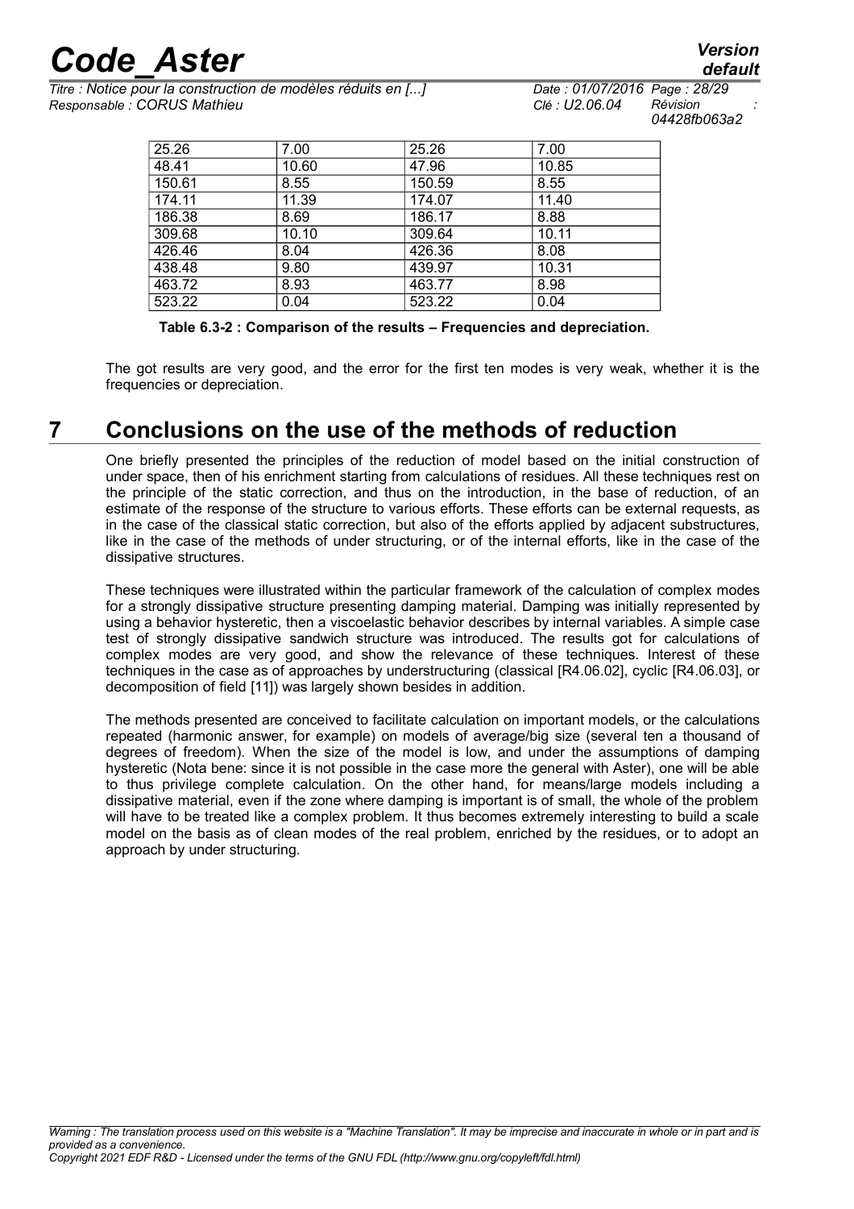| 25.26 | 7.00 | 25.26 | 7.00 |
|---|---|---|---|
| 48.41 | 10.60 | 47.96 | 10.85 |
| 150.61 | 8.55 | 150.59 | 8.55 |
| 174.11 | 11.39 | 174.07 | 11.40 |
| 186.38 | 8.69 | 186.17 | 8.88 |
| 309.68 | 10.10 | 309.64 | 10.11 |
| 426.46 | 8.04 | 426.36 | 8.08 |
| 438.48 | 9.80 | 439.97 | 10.31 |
| 463.72 | 8.93 | 463.77 | 8.98 |
| 523.22 | 0.04 | 523.22 | 0.04 |

**Table 6.3-2 : Comparison of the results – Frequencies and depreciation.**

The got results are very good, and the error for the first ten modes is very weak, whether it is the frequencies or depreciation.

# 7 Conclusions on the use of the methods of reduction

One briefly presented the principles of the reduction of model based on the initial construction of under space, then of his enrichment starting from calculations of residues. All these techniques rest on the principle of the static correction, and thus on the introduction, in the base of reduction, of an estimate of the response of the structure to various efforts. These efforts can be external requests, as in the case of the classical static correction, but also of the efforts applied by adjacent substructures, like in the case of the methods of under structuring, or of the internal efforts, like in the case of the dissipative structures.

These techniques were illustrated within the particular framework of the calculation of complex modes for a strongly dissipative structure presenting damping material. Damping was initially represented by using a behavior hysteretic, then a viscoelastic behavior describes by internal variables. A simple case test of strongly dissipative sandwich structure was introduced. The results got for calculations of complex modes are very good, and show the relevance of these techniques. Interest of these techniques in the case as of approaches by understructuring (classical [R4.06.02], cyclic [R4.06.03], or decomposition of field [11]) was largely shown besides in addition.

The methods presented are conceived to facilitate calculation on important models, or the calculations repeated (harmonic answer, for example) on models of average/big size (several ten a thousand of degrees of freedom). When the size of the model is low, and under the assumptions of damping hysteretic (Nota bene: since it is not possible in the case more the general with Aster), one will be able to thus privilege complete calculation. On the other hand, for means/large models including a dissipative material, even if the zone where damping is important is of small, the whole of the problem will have to be treated like a complex problem. It thus becomes extremely interesting to build a scale model on the basis as of clean modes of the real problem, enriched by the residues, or to adopt an approach by under structuring.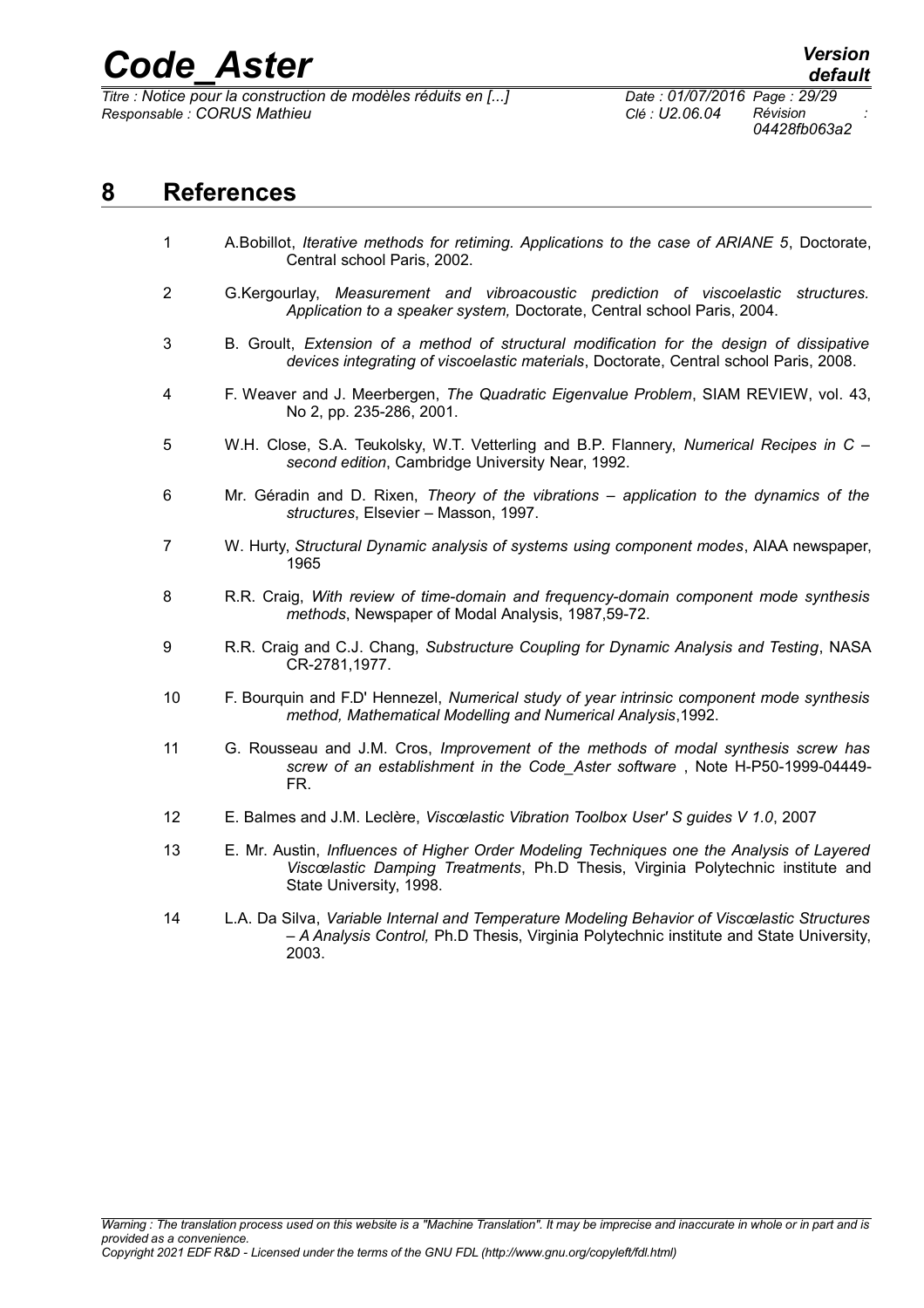## 8 References

1. A.Bobillot, *Iterative methods for retiming. Applications to the case of ARIANE 5*, Doctorate, Central school Paris, 2002.
2. G.Kergourlay, *Measurement and vibroacoustic prediction of viscoelastic structures. Application to a speaker system,* Doctorate, Central school Paris, 2004.
3. B. Groult, *Extension of a method of structural modification for the design of dissipative devices integrating of viscoelastic materials*, Doctorate, Central school Paris, 2008.
4. F. Weaver and J. Meerbergen, *The Quadratic Eigenvalue Problem*, SIAM REVIEW, vol. 43, No 2, pp. 235-286, 2001.
5. W.H. Close, S.A. Teukolsky, W.T. Vetterling and B.P. Flannery, *Numerical Recipes in C – second edition*, Cambridge University Near, 1992.
6. Mr. Géradin and D. Rixen, *Theory of the vibrations – application to the dynamics of the structures*, Elsevier – Masson, 1997.
7. W. Hurty, *Structural Dynamic analysis of systems using component modes*, AIAA newspaper, 1965
8. R.R. Craig, *With review of time-domain and frequency-domain component mode synthesis methods*, Newspaper of Modal Analysis, 1987,59-72.
9. R.R. Craig and C.J. Chang, *Substructure Coupling for Dynamic Analysis and Testing*, NASA CR-2781,1977.
10. F. Bourquin and F.D' Hennezel, *Numerical study of year intrinsic component mode synthesis method, Mathematical Modelling and Numerical Analysis*,1992.
11. G. Rousseau and J.M. Cros, *Improvement of the methods of modal synthesis screw has screw of an establishment in the Code_Aster software* , Note H-P50-1999-04449-FR.
12. E. Balmes and J.M. Leclère, *Viscœlastic Vibration Toolbox User' S guides V 1.0*, 2007
13. E. Mr. Austin, *Influences of Higher Order Modeling Techniques one the Analysis of Layered Viscœlastic Damping Treatments*, Ph.D Thesis, Virginia Polytechnic institute and State University, 1998.
14. L.A. Da Silva, *Variable Internal and Temperature Modeling Behavior of Viscœlastic Structures – A Analysis Control,* Ph.D Thesis, Virginia Polytechnic institute and State University, 2003.